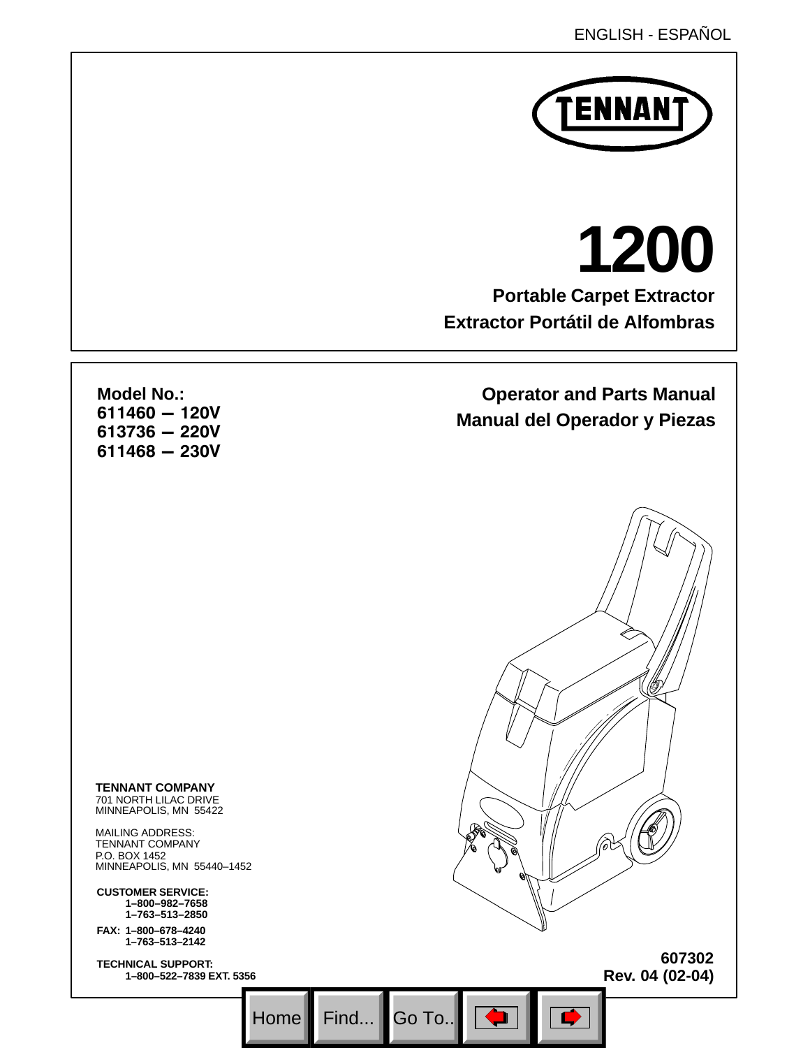ENGLISH - ESPAÑOL

TENNANT

# 1200

## Portable Carpet Extractor
## Extractor Portátil de Alfombras

**Model No.:**
**611460 — 120V**
**613736 — 220V**
**611468 — 230V**

**Operator and Parts Manual**
**Manual del Operador y Piezas**

**TENNANT COMPANY**
701 NORTH LILAC DRIVE
MINNEAPOLIS, MN 55422

MAILING ADDRESS:
TENNANT COMPANY
P.O. BOX 1452
MINNEAPOLIS, MN 55440–1452

**CUSTOMER SERVICE:**
**1–800–982–7658**
**1–763–513–2850**

**FAX: 1–800–678–4240**
**1–763–513–2142**

**TECHNICAL SUPPORT:**
**1–800–522–7839 EXT. 5356**

**607302**
**Rev. 04 (02-04)**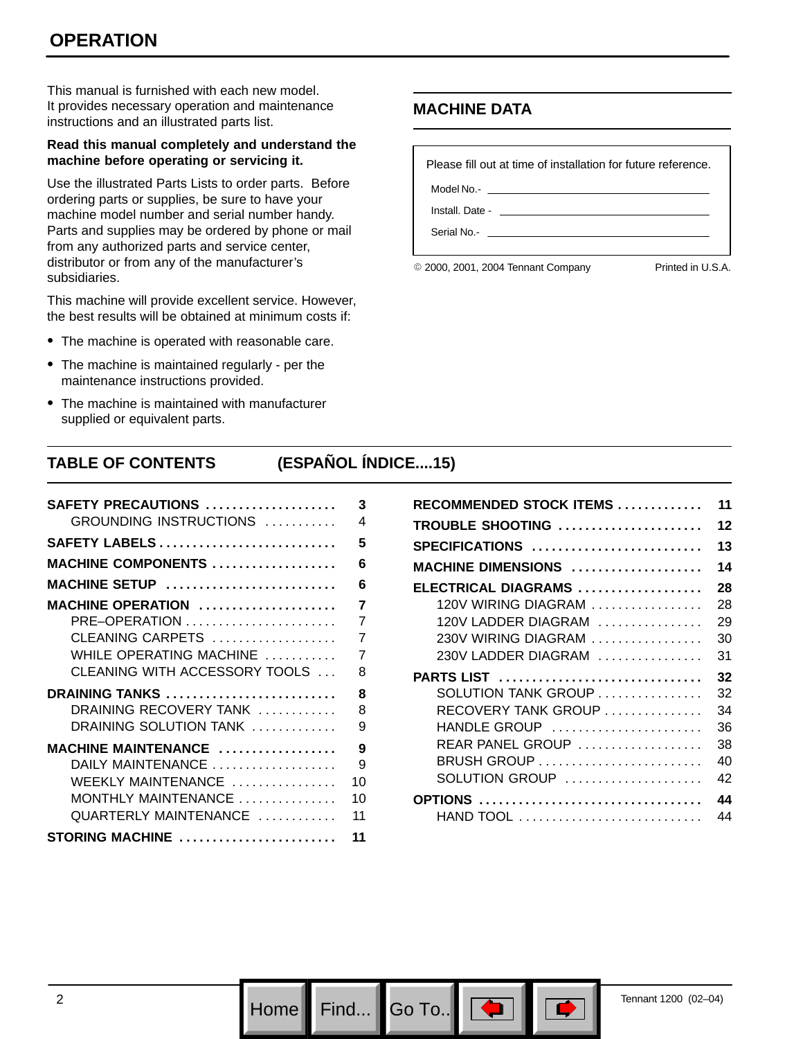# OPERATION

This manual is furnished with each new model. It provides necessary operation and maintenance instructions and an illustrated parts list.

**Read this manual completely and understand the machine before operating or servicing it.**

Use the illustrated Parts Lists to order parts. Before ordering parts or supplies, be sure to have your machine model number and serial number handy. Parts and supplies may be ordered by phone or mail from any authorized parts and service center, distributor or from any of the manufacturer's subsidiaries.

This machine will provide excellent service. However, the best results will be obtained at minimum costs if:

- The machine is operated with reasonable care.
- The machine is maintained regularly - per the maintenance instructions provided.
- The machine is maintained with manufacturer supplied or equivalent parts.

## MACHINE DATA

Please fill out at time of installation for future reference.

Model No.- ____________________

Install. Date - ____________________

Serial No.- ____________________

© 2000, 2001, 2004 Tennant Company Printed in U.S.A.

## TABLE OF CONTENTS (ESPAÑOL ÍNDICE....15)

| Section | Page |
|---|---|
| **SAFETY PRECAUTIONS** | **3** |
| GROUNDING INSTRUCTIONS | 4 |
| **SAFETY LABELS** | **5** |
| **MACHINE COMPONENTS** | **6** |
| **MACHINE SETUP** | **6** |
| **MACHINE OPERATION** | **7** |
| PRE–OPERATION | 7 |
| CLEANING CARPETS | 7 |
| WHILE OPERATING MACHINE | 7 |
| CLEANING WITH ACCESSORY TOOLS | 8 |
| **DRAINING TANKS** | **8** |
| DRAINING RECOVERY TANK | 8 |
| DRAINING SOLUTION TANK | 9 |
| **MACHINE MAINTENANCE** | **9** |
| DAILY MAINTENANCE | 9 |
| WEEKLY MAINTENANCE | 10 |
| MONTHLY MAINTENANCE | 10 |
| QUARTERLY MAINTENANCE | 11 |
| **STORING MACHINE** | **11** |
| **RECOMMENDED STOCK ITEMS** | **11** |
| **TROUBLE SHOOTING** | **12** |
| **SPECIFICATIONS** | **13** |
| **MACHINE DIMENSIONS** | **14** |
| **ELECTRICAL DIAGRAMS** | **28** |
| 120V WIRING DIAGRAM | 28 |
| 120V LADDER DIAGRAM | 29 |
| 230V WIRING DIAGRAM | 30 |
| 230V LADDER DIAGRAM | 31 |
| **PARTS LIST** | **32** |
| SOLUTION TANK GROUP | 32 |
| RECOVERY TANK GROUP | 34 |
| HANDLE GROUP | 36 |
| REAR PANEL GROUP | 38 |
| BRUSH GROUP | 40 |
| SOLUTION GROUP | 42 |
| **OPTIONS** | **44** |
| HAND TOOL | 44 |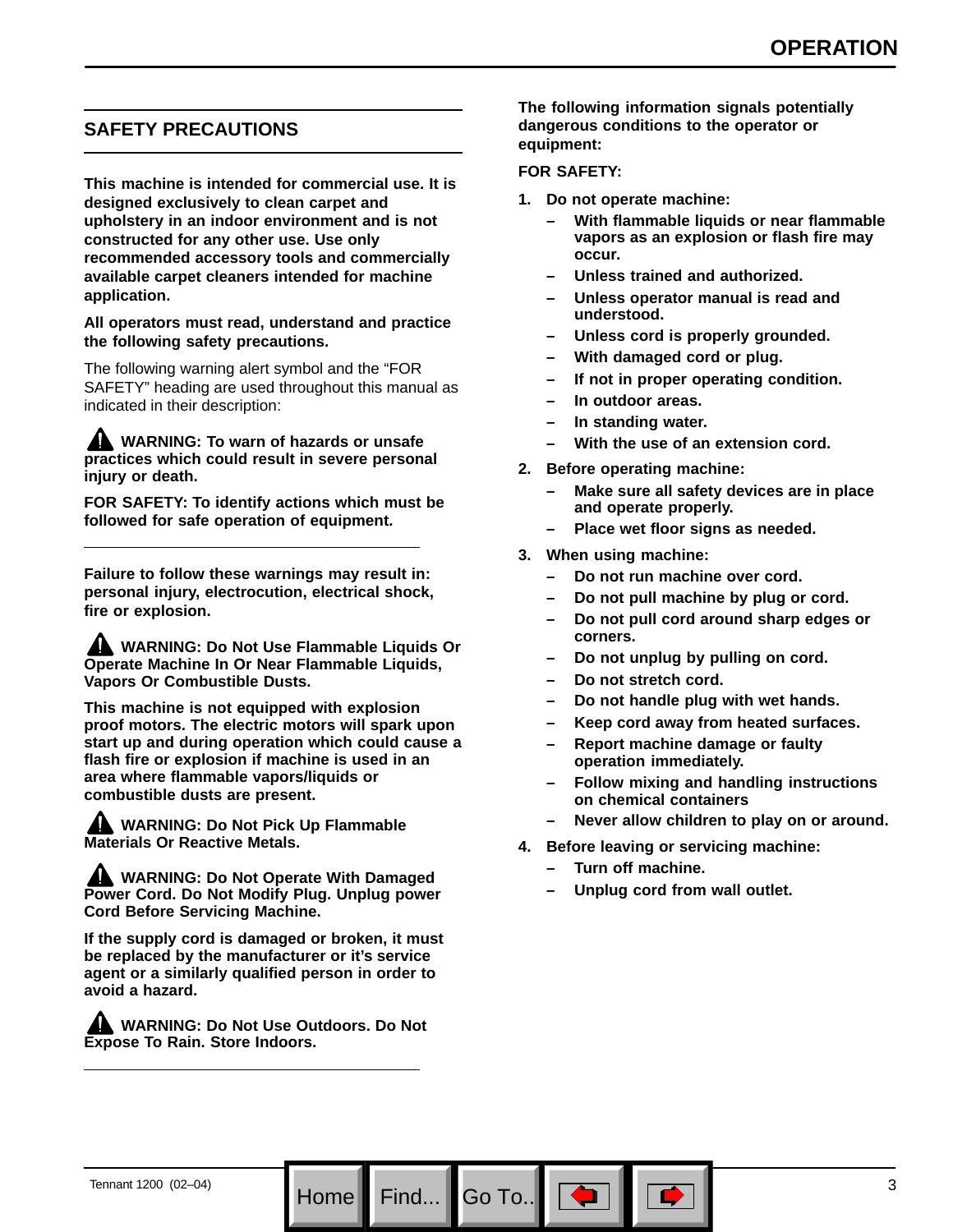## SAFETY PRECAUTIONS

**This machine is intended for commercial use. It is designed exclusively to clean carpet and upholstery in an indoor environment and is not constructed for any other use. Use only recommended accessory tools and commercially available carpet cleaners intended for machine application.**

**All operators must read, understand and practice the following safety precautions.**

The following warning alert symbol and the "FOR SAFETY" heading are used throughout this manual as indicated in their description:

**⚠ WARNING: To warn of hazards or unsafe practices which could result in severe personal injury or death.**

**FOR SAFETY: To identify actions which must be followed for safe operation of equipment.**

---

**Failure to follow these warnings may result in: personal injury, electrocution, electrical shock, fire or explosion.**

**⚠ WARNING: Do Not Use Flammable Liquids Or Operate Machine In Or Near Flammable Liquids, Vapors Or Combustible Dusts.**

**This machine is not equipped with explosion proof motors. The electric motors will spark upon start up and during operation which could cause a flash fire or explosion if machine is used in an area where flammable vapors/liquids or combustible dusts are present.**

**⚠ WARNING: Do Not Pick Up Flammable Materials Or Reactive Metals.**

**⚠ WARNING: Do Not Operate With Damaged Power Cord. Do Not Modify Plug. Unplug power Cord Before Servicing Machine.**

**If the supply cord is damaged or broken, it must be replaced by the manufacturer or it's service agent or a similarly qualified person in order to avoid a hazard.**

**⚠ WARNING: Do Not Use Outdoors. Do Not Expose To Rain. Store Indoors.**

---

**The following information signals potentially dangerous conditions to the operator or equipment:**

**FOR SAFETY:**

1. **Do not operate machine:**
   - **With flammable liquids or near flammable vapors as an explosion or flash fire may occur.**
   - **Unless trained and authorized.**
   - **Unless operator manual is read and understood.**
   - **Unless cord is properly grounded.**
   - **With damaged cord or plug.**
   - **If not in proper operating condition.**
   - **In outdoor areas.**
   - **In standing water.**
   - **With the use of an extension cord.**
2. **Before operating machine:**
   - **Make sure all safety devices are in place and operate properly.**
   - **Place wet floor signs as needed.**
3. **When using machine:**
   - **Do not run machine over cord.**
   - **Do not pull machine by plug or cord.**
   - **Do not pull cord around sharp edges or corners.**
   - **Do not unplug by pulling on cord.**
   - **Do not stretch cord.**
   - **Do not handle plug with wet hands.**
   - **Keep cord away from heated surfaces.**
   - **Report machine damage or faulty operation immediately.**
   - **Follow mixing and handling instructions on chemical containers**
   - **Never allow children to play on or around.**
4. **Before leaving or servicing machine:**
   - **Turn off machine.**
   - **Unplug cord from wall outlet.**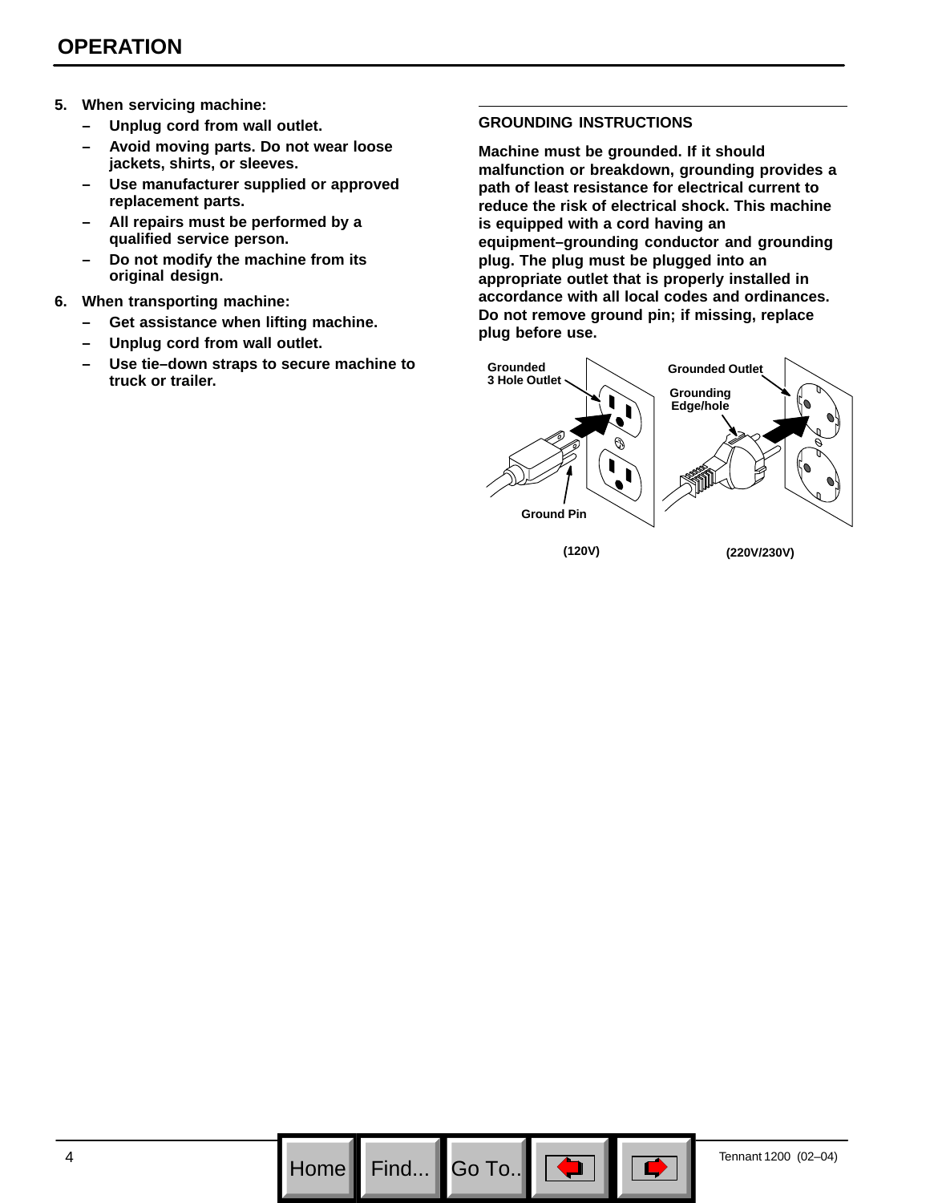## OPERATION

5. **When servicing machine:**
   - **Unplug cord from wall outlet.**
   - **Avoid moving parts. Do not wear loose jackets, shirts, or sleeves.**
   - **Use manufacturer supplied or approved replacement parts.**
   - **All repairs must be performed by a qualified service person.**
   - **Do not modify the machine from its original design.**
6. **When transporting machine:**
   - **Get assistance when lifting machine.**
   - **Unplug cord from wall outlet.**
   - **Use tie–down straps to secure machine to truck or trailer.**

### GROUNDING INSTRUCTIONS

**Machine must be grounded. If it should malfunction or breakdown, grounding provides a path of least resistance for electrical current to reduce the risk of electrical shock. This machine is equipped with a cord having an equipment–grounding conductor and grounding plug. The plug must be plugged into an appropriate outlet that is properly installed in accordance with all local codes and ordinances. Do not remove ground pin; if missing, replace plug before use.**

Grounded 3 Hole Outlet

Ground Pin

(120V)

Grounded Outlet

Grounding Edge/hole

(220V/230V)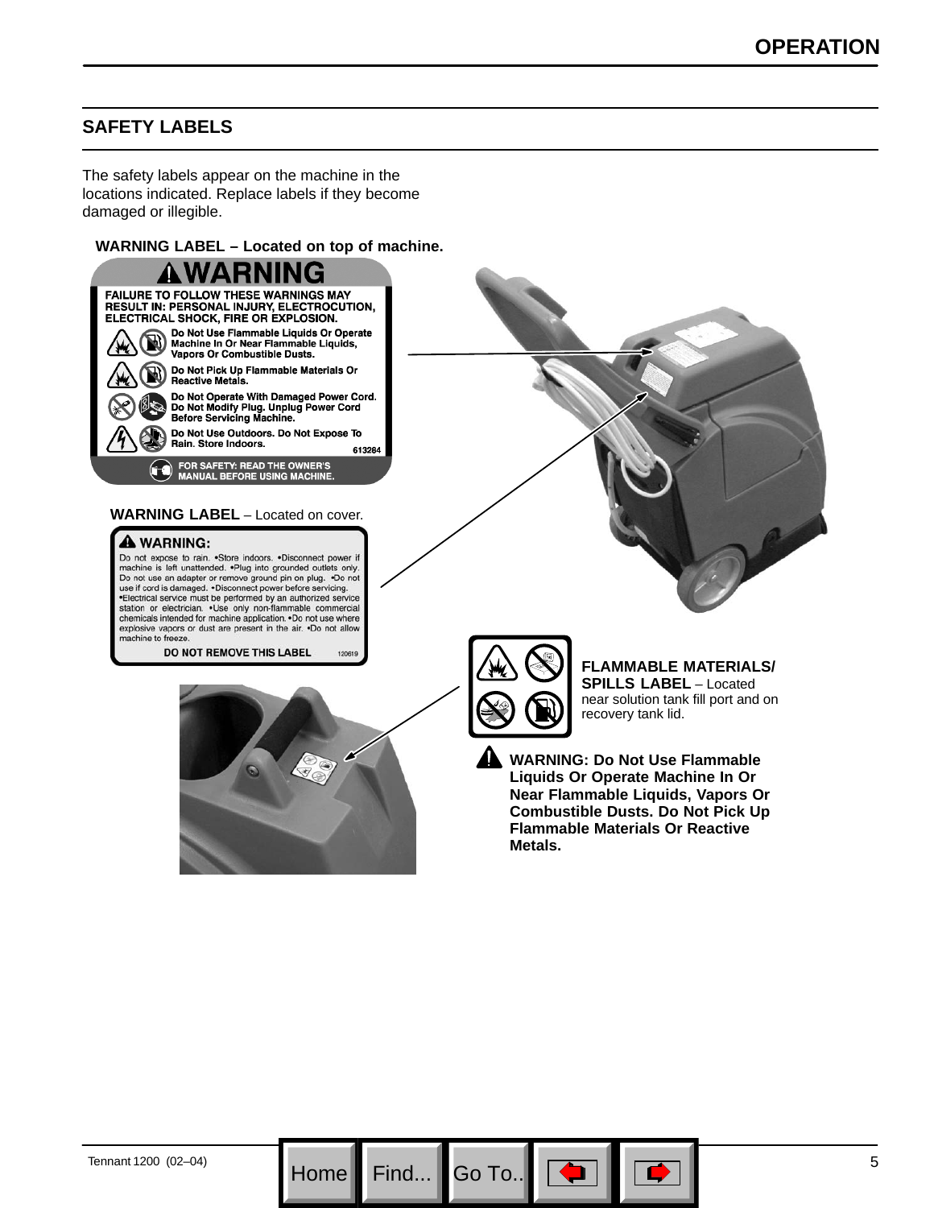## SAFETY LABELS

The safety labels appear on the machine in the locations indicated. Replace labels if they become damaged or illegible.

**WARNING LABEL – Located on top of machine.**

**⚠WARNING**

**FAILURE TO FOLLOW THESE WARNINGS MAY RESULT IN: PERSONAL INJURY, ELECTROCUTION, ELECTRICAL SHOCK, FIRE OR EXPLOSION.**

**Do Not Use Flammable Liquids Or Operate Machine In Or Near Flammable Liquids, Vapors Or Combustible Dusts.**

**Do Not Pick Up Flammable Materials Or Reactive Metals.**

**Do Not Operate With Damaged Power Cord. Do Not Modify Plug. Unplug Power Cord Before Servicing Machine.**

**Do Not Use Outdoors. Do Not Expose To Rain. Store Indoors.**

613284

**FOR SAFETY: READ THE OWNER'S MANUAL BEFORE USING MACHINE.**

**WARNING LABEL** – Located on cover.

**⚠ WARNING:**

Do not expose to rain. •Store indoors. •Disconnect power if machine is left unattended. •Plug into grounded outlets only. Do not use an adapter or remove ground pin on plug. •Do not use if cord is damaged. •Disconnect power before servicing. •Electrical service must be performed by an authorized service station or electrician. •Use only non-flammable commercial chemicals intended for machine application. •Do not use where explosive vapors or dust are present in the air. •Do not allow machine to freeze.

**DO NOT REMOVE THIS LABEL** 120619

**FLAMMABLE MATERIALS/ SPILLS LABEL** – Located near solution tank fill port and on recovery tank lid.

**⚠ WARNING: Do Not Use Flammable Liquids Or Operate Machine In Or Near Flammable Liquids, Vapors Or Combustible Dusts. Do Not Pick Up Flammable Materials Or Reactive Metals.**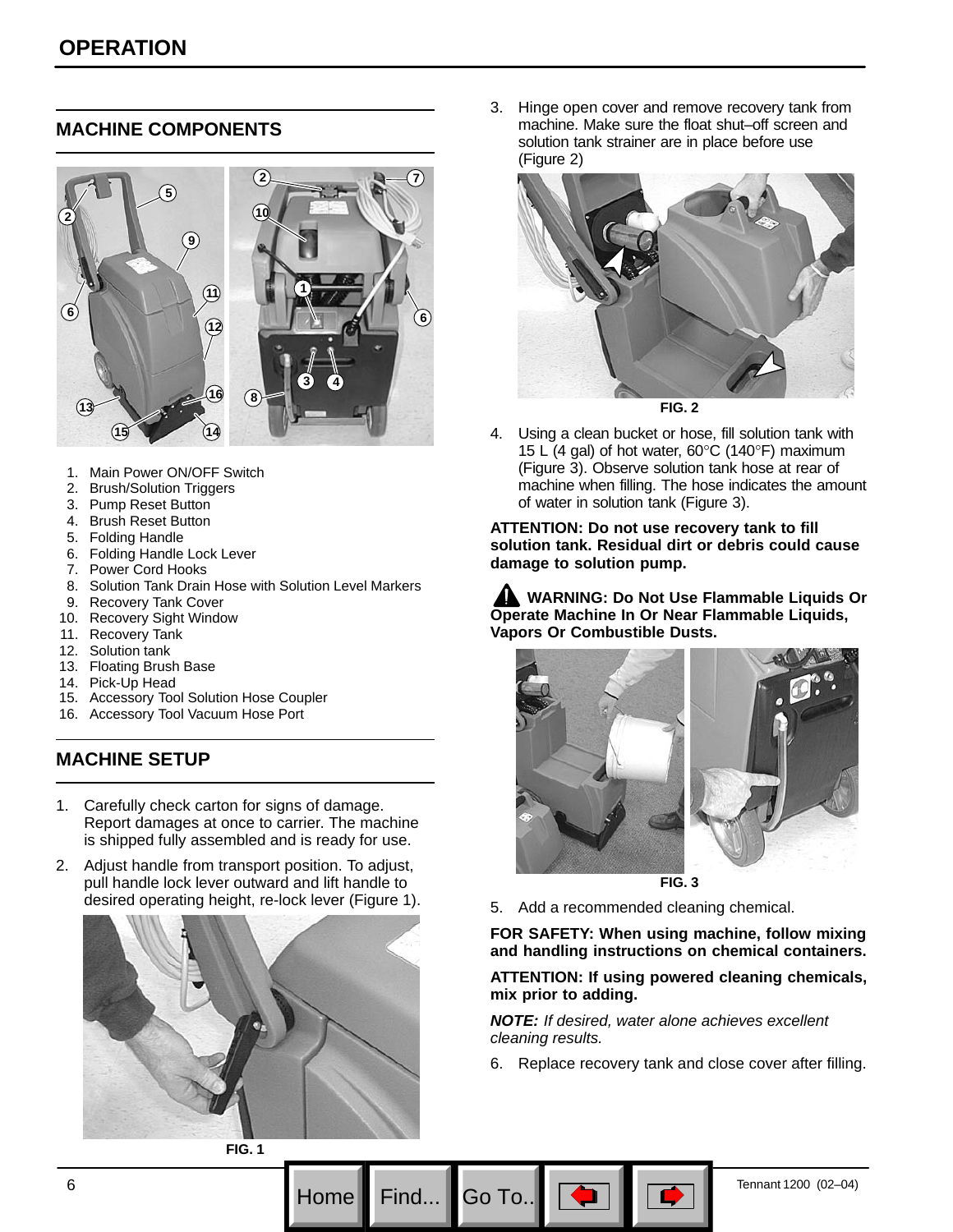# OPERATION

## MACHINE COMPONENTS

1. Main Power ON/OFF Switch
2. Brush/Solution Triggers
3. Pump Reset Button
4. Brush Reset Button
5. Folding Handle
6. Folding Handle Lock Lever
7. Power Cord Hooks
8. Solution Tank Drain Hose with Solution Level Markers
9. Recovery Tank Cover
10. Recovery Sight Window
11. Recovery Tank
12. Solution tank
13. Floating Brush Base
14. Pick-Up Head
15. Accessory Tool Solution Hose Coupler
16. Accessory Tool Vacuum Hose Port

## MACHINE SETUP

1. Carefully check carton for signs of damage. Report damages at once to carrier. The machine is shipped fully assembled and is ready for use.
2. Adjust handle from transport position. To adjust, pull handle lock lever outward and lift handle to desired operating height, re-lock lever (Figure 1).

FIG. 1

3. Hinge open cover and remove recovery tank from machine. Make sure the float shut–off screen and solution tank strainer are in place before use (Figure 2)

FIG. 2

4. Using a clean bucket or hose, fill solution tank with 15 L (4 gal) of hot water, 60°C (140°F) maximum (Figure 3). Observe solution tank hose at rear of machine when filling. The hose indicates the amount of water in solution tank (Figure 3).

**ATTENTION: Do not use recovery tank to fill solution tank. Residual dirt or debris could cause damage to solution pump.**

**WARNING: Do Not Use Flammable Liquids Or Operate Machine In Or Near Flammable Liquids, Vapors Or Combustible Dusts.**

FIG. 3

5. Add a recommended cleaning chemical.

**FOR SAFETY: When using machine, follow mixing and handling instructions on chemical containers.**

**ATTENTION: If using powered cleaning chemicals, mix prior to adding.**

***NOTE:*** *If desired, water alone achieves excellent cleaning results.*

6. Replace recovery tank and close cover after filling.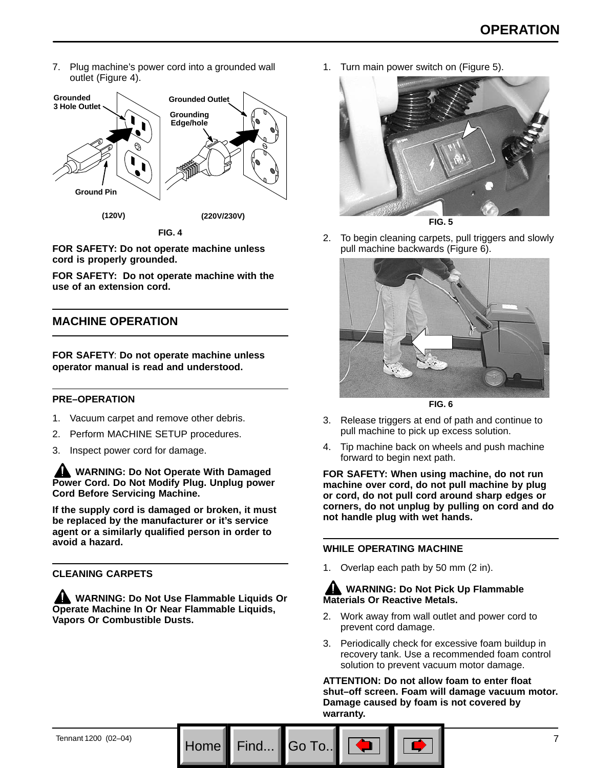7. Plug machine's power cord into a grounded wall outlet (Figure 4).

Grounded 3 Hole Outlet

Grounded Outlet

Grounding Edge/hole

Ground Pin

(120V)

(220V/230V)

FIG. 4

**FOR SAFETY: Do not operate machine unless cord is properly grounded.**

**FOR SAFETY: Do not operate machine with the use of an extension cord.**

## MACHINE OPERATION

**FOR SAFETY: Do not operate machine unless operator manual is read and understood.**

### PRE–OPERATION

1. Vacuum carpet and remove other debris.
2. Perform MACHINE SETUP procedures.
3. Inspect power cord for damage.

**WARNING: Do Not Operate With Damaged Power Cord. Do Not Modify Plug. Unplug power Cord Before Servicing Machine.**

**If the supply cord is damaged or broken, it must be replaced by the manufacturer or it's service agent or a similarly qualified person in order to avoid a hazard.**

### CLEANING CARPETS

**WARNING: Do Not Use Flammable Liquids Or Operate Machine In Or Near Flammable Liquids, Vapors Or Combustible Dusts.**

1. Turn main power switch on (Figure 5).

FIG. 5

2. To begin cleaning carpets, pull triggers and slowly pull machine backwards (Figure 6).

FIG. 6

3. Release triggers at end of path and continue to pull machine to pick up excess solution.
4. Tip machine back on wheels and push machine forward to begin next path.

**FOR SAFETY: When using machine, do not run machine over cord, do not pull machine by plug or cord, do not pull cord around sharp edges or corners, do not unplug by pulling on cord and do not handle plug with wet hands.**

### WHILE OPERATING MACHINE

1. Overlap each path by 50 mm (2 in).

**WARNING: Do Not Pick Up Flammable Materials Or Reactive Metals.**

2. Work away from wall outlet and power cord to prevent cord damage.
3. Periodically check for excessive foam buildup in recovery tank. Use a recommended foam control solution to prevent vacuum motor damage.

**ATTENTION: Do not allow foam to enter float shut–off screen. Foam will damage vacuum motor. Damage caused by foam is not covered by warranty.**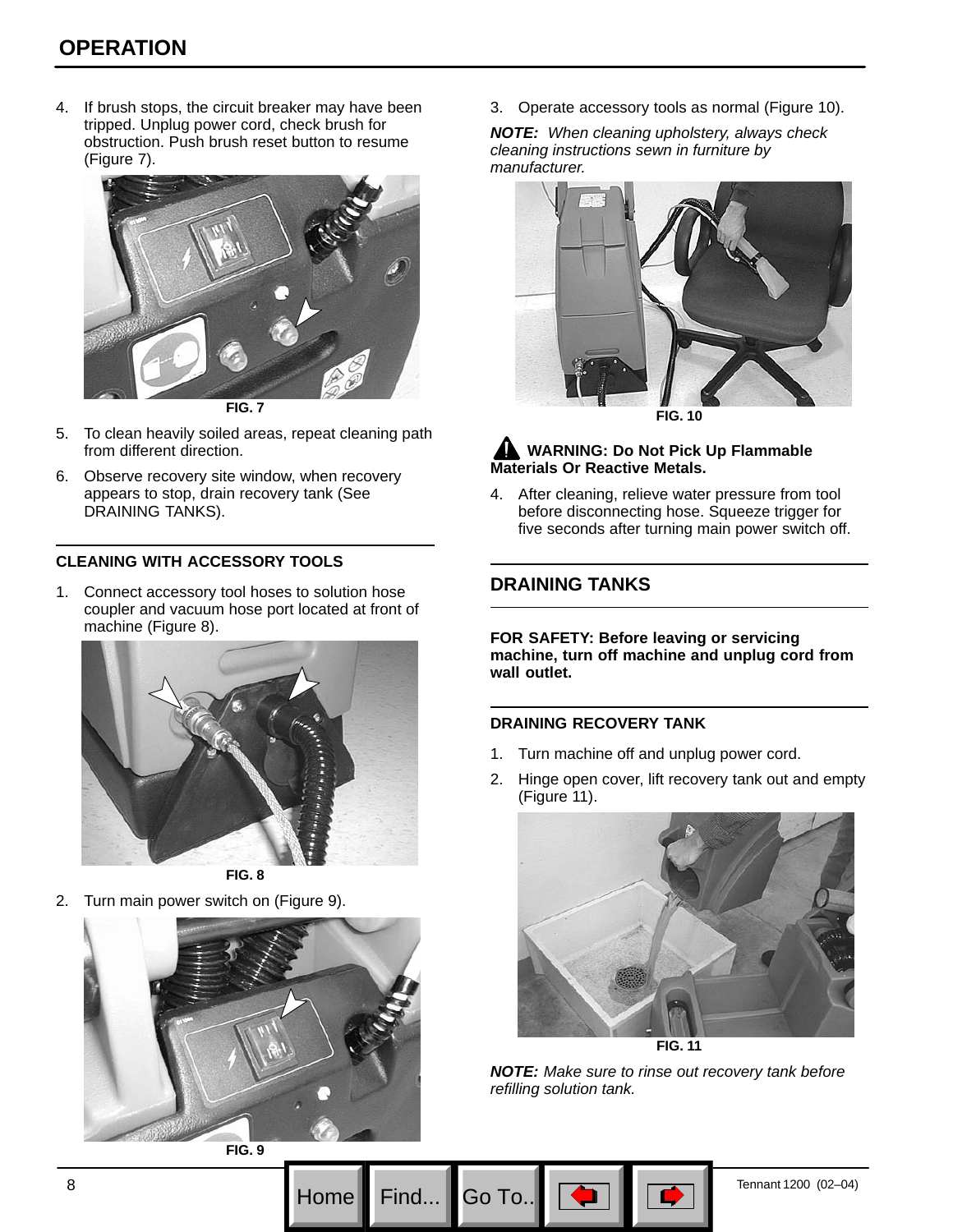## OPERATION

4. If brush stops, the circuit breaker may have been tripped. Unplug power cord, check brush for obstruction. Push brush reset button to resume (Figure 7).

FIG. 7

5. To clean heavily soiled areas, repeat cleaning path from different direction.
6. Observe recovery site window, when recovery appears to stop, drain recovery tank (See DRAINING TANKS).

### CLEANING WITH ACCESSORY TOOLS

1. Connect accessory tool hoses to solution hose coupler and vacuum hose port located at front of machine (Figure 8).

FIG. 8

2. Turn main power switch on (Figure 9).

FIG. 9

3. Operate accessory tools as normal (Figure 10).

***NOTE:*** *When cleaning upholstery, always check cleaning instructions sewn in furniture by manufacturer.*

FIG. 10

**WARNING: Do Not Pick Up Flammable Materials Or Reactive Metals.**

4. After cleaning, relieve water pressure from tool before disconnecting hose. Squeeze trigger for five seconds after turning main power switch off.

## DRAINING TANKS

**FOR SAFETY: Before leaving or servicing machine, turn off machine and unplug cord from wall outlet.**

### DRAINING RECOVERY TANK

1. Turn machine off and unplug power cord.
2. Hinge open cover, lift recovery tank out and empty (Figure 11).

FIG. 11

***NOTE:*** *Make sure to rinse out recovery tank before refilling solution tank.*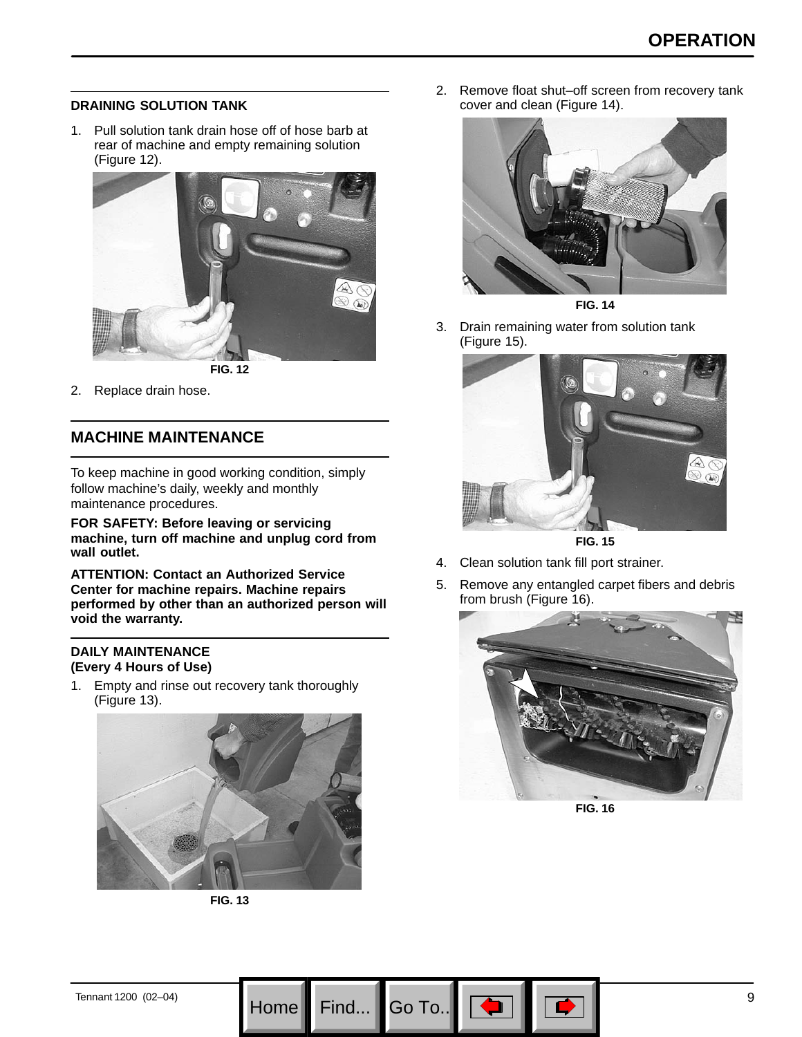#### DRAINING SOLUTION TANK

1. Pull solution tank drain hose off of hose barb at rear of machine and empty remaining solution (Figure 12).

FIG. 12

2. Replace drain hose.

## MACHINE MAINTENANCE

To keep machine in good working condition, simply follow machine's daily, weekly and monthly maintenance procedures.

**FOR SAFETY: Before leaving or servicing machine, turn off machine and unplug cord from wall outlet.**

**ATTENTION: Contact an Authorized Service Center for machine repairs. Machine repairs performed by other than an authorized person will void the warranty.**

#### DAILY MAINTENANCE (Every 4 Hours of Use)

1. Empty and rinse out recovery tank thoroughly (Figure 13).

FIG. 13

2. Remove float shut–off screen from recovery tank cover and clean (Figure 14).

FIG. 14

3. Drain remaining water from solution tank (Figure 15).

FIG. 15

4. Clean solution tank fill port strainer.
5. Remove any entangled carpet fibers and debris from brush (Figure 16).

FIG. 16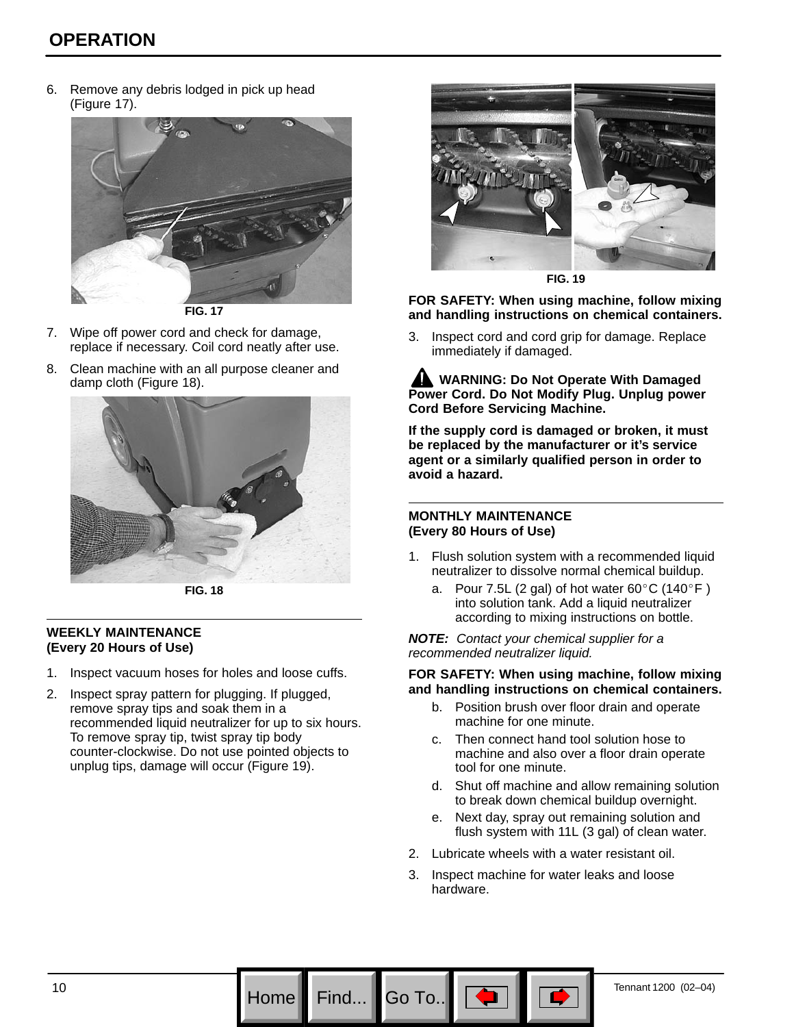## OPERATION

6. Remove any debris lodged in pick up head (Figure 17).

FIG. 17

7. Wipe off power cord and check for damage, replace if necessary. Coil cord neatly after use.
8. Clean machine with an all purpose cleaner and damp cloth (Figure 18).

FIG. 18

### WEEKLY MAINTENANCE (Every 20 Hours of Use)

1. Inspect vacuum hoses for holes and loose cuffs.
2. Inspect spray pattern for plugging. If plugged, remove spray tips and soak them in a recommended liquid neutralizer for up to six hours. To remove spray tip, twist spray tip body counter-clockwise. Do not use pointed objects to unplug tips, damage will occur (Figure 19).

FIG. 19

**FOR SAFETY: When using machine, follow mixing and handling instructions on chemical containers.**

3. Inspect cord and cord grip for damage. Replace immediately if damaged.

**WARNING: Do Not Operate With Damaged Power Cord. Do Not Modify Plug. Unplug power Cord Before Servicing Machine.**

**If the supply cord is damaged or broken, it must be replaced by the manufacturer or it's service agent or a similarly qualified person in order to avoid a hazard.**

### MONTHLY MAINTENANCE (Every 80 Hours of Use)

1. Flush solution system with a recommended liquid neutralizer to dissolve normal chemical buildup.
   a. Pour 7.5L (2 gal) of hot water 60°C (140°F ) into solution tank. Add a liquid neutralizer according to mixing instructions on bottle.

***NOTE:*** *Contact your chemical supplier for a recommended neutralizer liquid.*

**FOR SAFETY: When using machine, follow mixing and handling instructions on chemical containers.**

   b. Position brush over floor drain and operate machine for one minute.
   c. Then connect hand tool solution hose to machine and also over a floor drain operate tool for one minute.
   d. Shut off machine and allow remaining solution to break down chemical buildup overnight.
   e. Next day, spray out remaining solution and flush system with 11L (3 gal) of clean water.
2. Lubricate wheels with a water resistant oil.
3. Inspect machine for water leaks and loose hardware.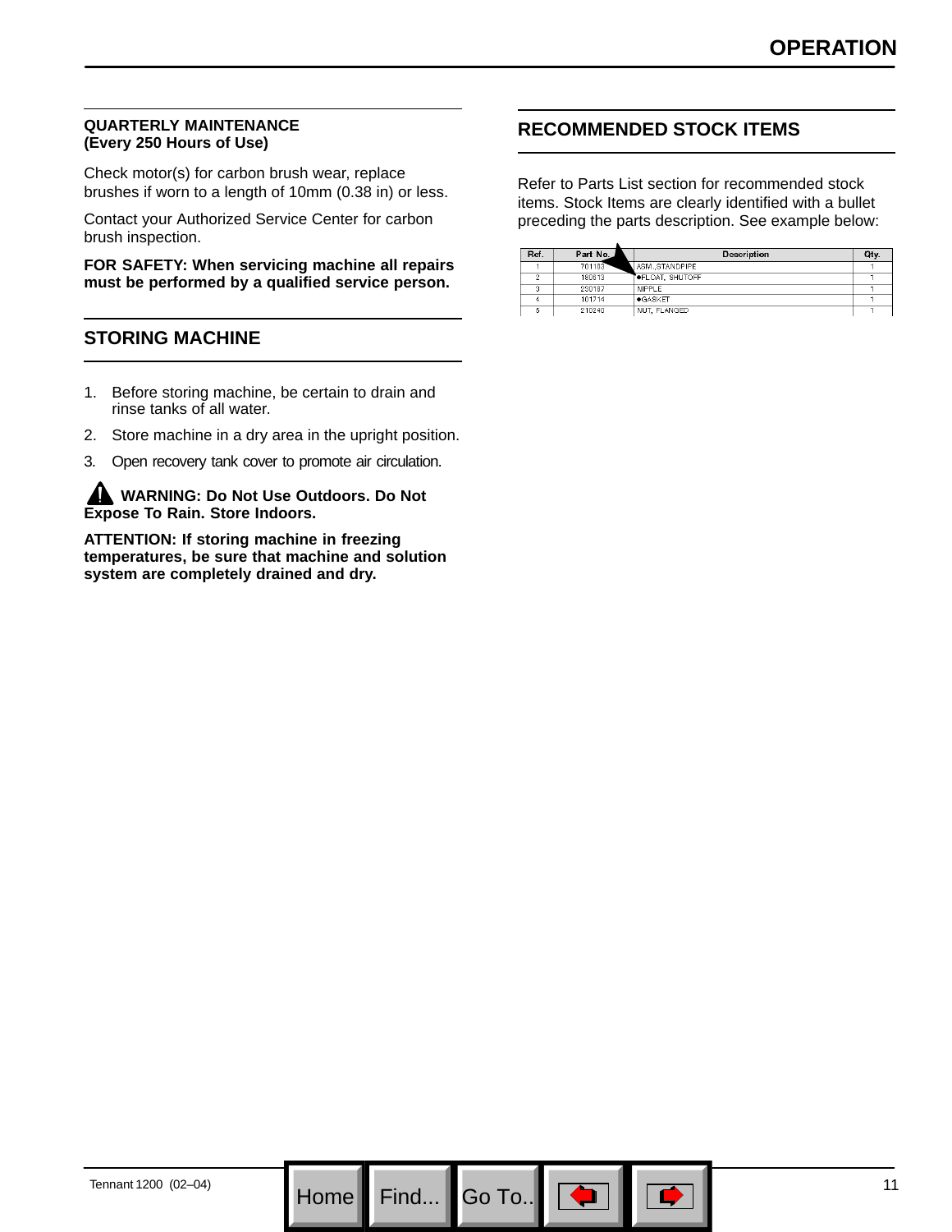## QUARTERLY MAINTENANCE (Every 250 Hours of Use)

Check motor(s) for carbon brush wear, replace brushes if worn to a length of 10mm (0.38 in) or less.

Contact your Authorized Service Center for carbon brush inspection.

**FOR SAFETY: When servicing machine all repairs must be performed by a qualified service person.**

## STORING MACHINE

1. Before storing machine, be certain to drain and rinse tanks of all water.
2. Store machine in a dry area in the upright position.
3. Open recovery tank cover to promote air circulation.

**WARNING: Do Not Use Outdoors. Do Not Expose To Rain. Store Indoors.**

**ATTENTION: If storing machine in freezing temperatures, be sure that machine and solution system are completely drained and dry.**

## RECOMMENDED STOCK ITEMS

Refer to Parts List section for recommended stock items. Stock Items are clearly identified with a bullet preceding the parts description. See example below:

| Ref. | Part No. | Description | Qty. |
|---|---|---|---|
| 1 | 701103 | ASM.,STANDPIPE | 1 |
| 2 | 180613 | ●FLOAT, SHUTOFF | 1 |
| 3 | 230187 | NIPPLE | 1 |
| 4 | 101714 | ●GASKET | 1 |
| 5 | 210240 | NUT, FLANGED | 1 |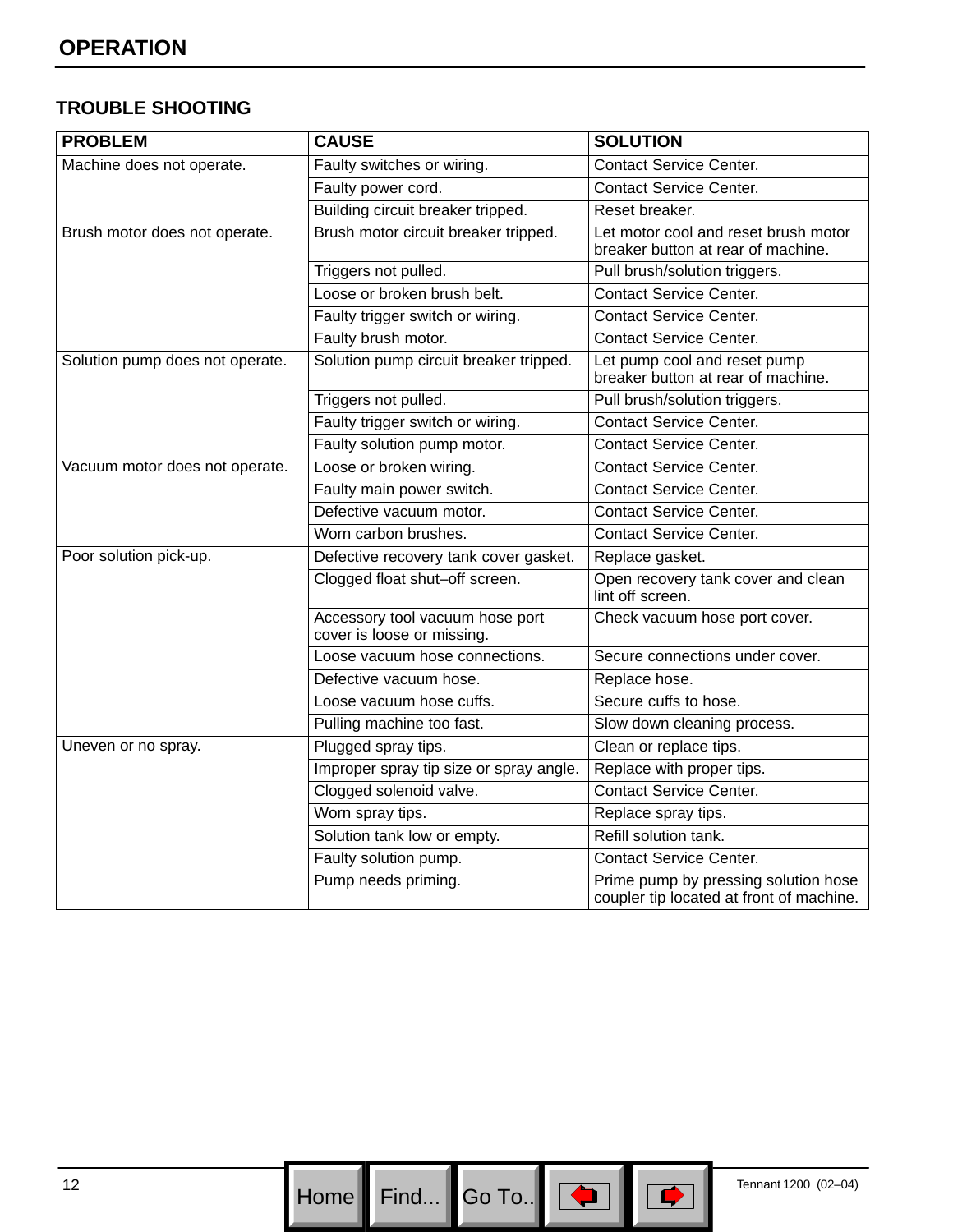## OPERATION

### TROUBLE SHOOTING

| PROBLEM | CAUSE | SOLUTION |
|---|---|---|
| Machine does not operate. | Faulty switches or wiring. | Contact Service Center. |
| | Faulty power cord. | Contact Service Center. |
| | Building circuit breaker tripped. | Reset breaker. |
| Brush motor does not operate. | Brush motor circuit breaker tripped. | Let motor cool and reset brush motor breaker button at rear of machine. |
| | Triggers not pulled. | Pull brush/solution triggers. |
| | Loose or broken brush belt. | Contact Service Center. |
| | Faulty trigger switch or wiring. | Contact Service Center. |
| | Faulty brush motor. | Contact Service Center. |
| Solution pump does not operate. | Solution pump circuit breaker tripped. | Let pump cool and reset pump breaker button at rear of machine. |
| | Triggers not pulled. | Pull brush/solution triggers. |
| | Faulty trigger switch or wiring. | Contact Service Center. |
| | Faulty solution pump motor. | Contact Service Center. |
| Vacuum motor does not operate. | Loose or broken wiring. | Contact Service Center. |
| | Faulty main power switch. | Contact Service Center. |
| | Defective vacuum motor. | Contact Service Center. |
| | Worn carbon brushes. | Contact Service Center. |
| Poor solution pick-up. | Defective recovery tank cover gasket. | Replace gasket. |
| | Clogged float shut–off screen. | Open recovery tank cover and clean lint off screen. |
| | Accessory tool vacuum hose port cover is loose or missing. | Check vacuum hose port cover. |
| | Loose vacuum hose connections. | Secure connections under cover. |
| | Defective vacuum hose. | Replace hose. |
| | Loose vacuum hose cuffs. | Secure cuffs to hose. |
| | Pulling machine too fast. | Slow down cleaning process. |
| Uneven or no spray. | Plugged spray tips. | Clean or replace tips. |
| | Improper spray tip size or spray angle. | Replace with proper tips. |
| | Clogged solenoid valve. | Contact Service Center. |
| | Worn spray tips. | Replace spray tips. |
| | Solution tank low or empty. | Refill solution tank. |
| | Faulty solution pump. | Contact Service Center. |
| | Pump needs priming. | Prime pump by pressing solution hose coupler tip located at front of machine. |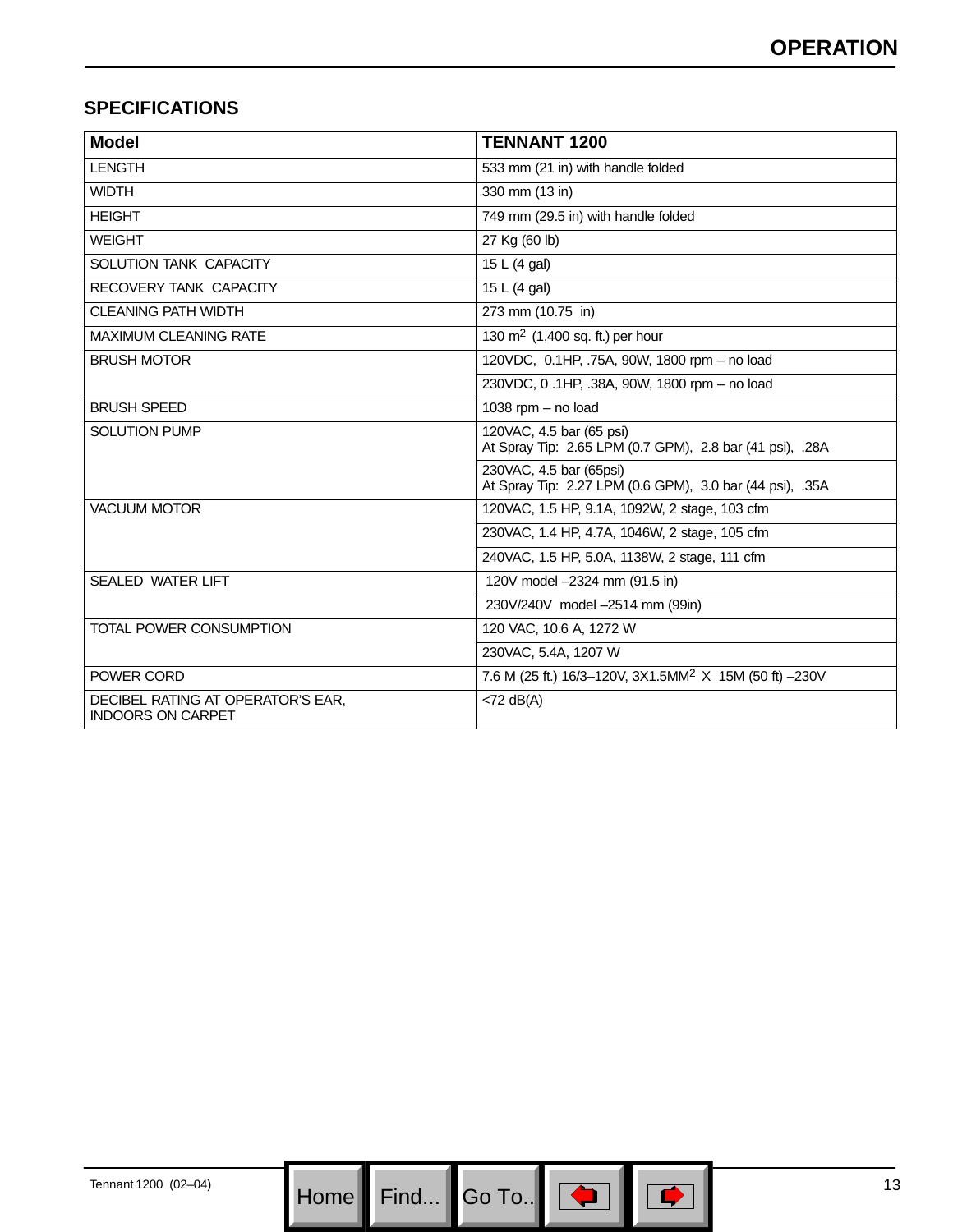## SPECIFICATIONS

| Model | TENNANT 1200 |
|---|---|
| LENGTH | 533 mm (21 in) with handle folded |
| WIDTH | 330 mm (13 in) |
| HEIGHT | 749 mm (29.5 in) with handle folded |
| WEIGHT | 27 Kg (60 lb) |
| SOLUTION TANK CAPACITY | 15 L (4 gal) |
| RECOVERY TANK CAPACITY | 15 L (4 gal) |
| CLEANING PATH WIDTH | 273 mm (10.75 in) |
| MAXIMUM CLEANING RATE | 130 $m^2$ (1,400 sq. ft.) per hour |
| BRUSH MOTOR | 120VDC, 0.1HP, .75A, 90W, 1800 rpm – no load |
| | 230VDC, 0 .1HP, .38A, 90W, 1800 rpm – no load |
| BRUSH SPEED | 1038 rpm – no load |
| SOLUTION PUMP | 120VAC, 4.5 bar (65 psi)<br>At Spray Tip: 2.65 LPM (0.7 GPM), 2.8 bar (41 psi), .28A |
| | 230VAC, 4.5 bar (65psi)<br>At Spray Tip: 2.27 LPM (0.6 GPM), 3.0 bar (44 psi), .35A |
| VACUUM MOTOR | 120VAC, 1.5 HP, 9.1A, 1092W, 2 stage, 103 cfm |
| | 230VAC, 1.4 HP, 4.7A, 1046W, 2 stage, 105 cfm |
| | 240VAC, 1.5 HP, 5.0A, 1138W, 2 stage, 111 cfm |
| SEALED WATER LIFT | 120V model –2324 mm (91.5 in) |
| | 230V/240V model –2514 mm (99in) |
| TOTAL POWER CONSUMPTION | 120 VAC, 10.6 A, 1272 W |
| | 230VAC, 5.4A, 1207 W |
| POWER CORD | 7.6 M (25 ft.) 16/3–120V, 3X1.5$MM^2$ X 15M (50 ft) –230V |
| DECIBEL RATING AT OPERATOR'S EAR, INDOORS ON CARPET | <72 dB(A) |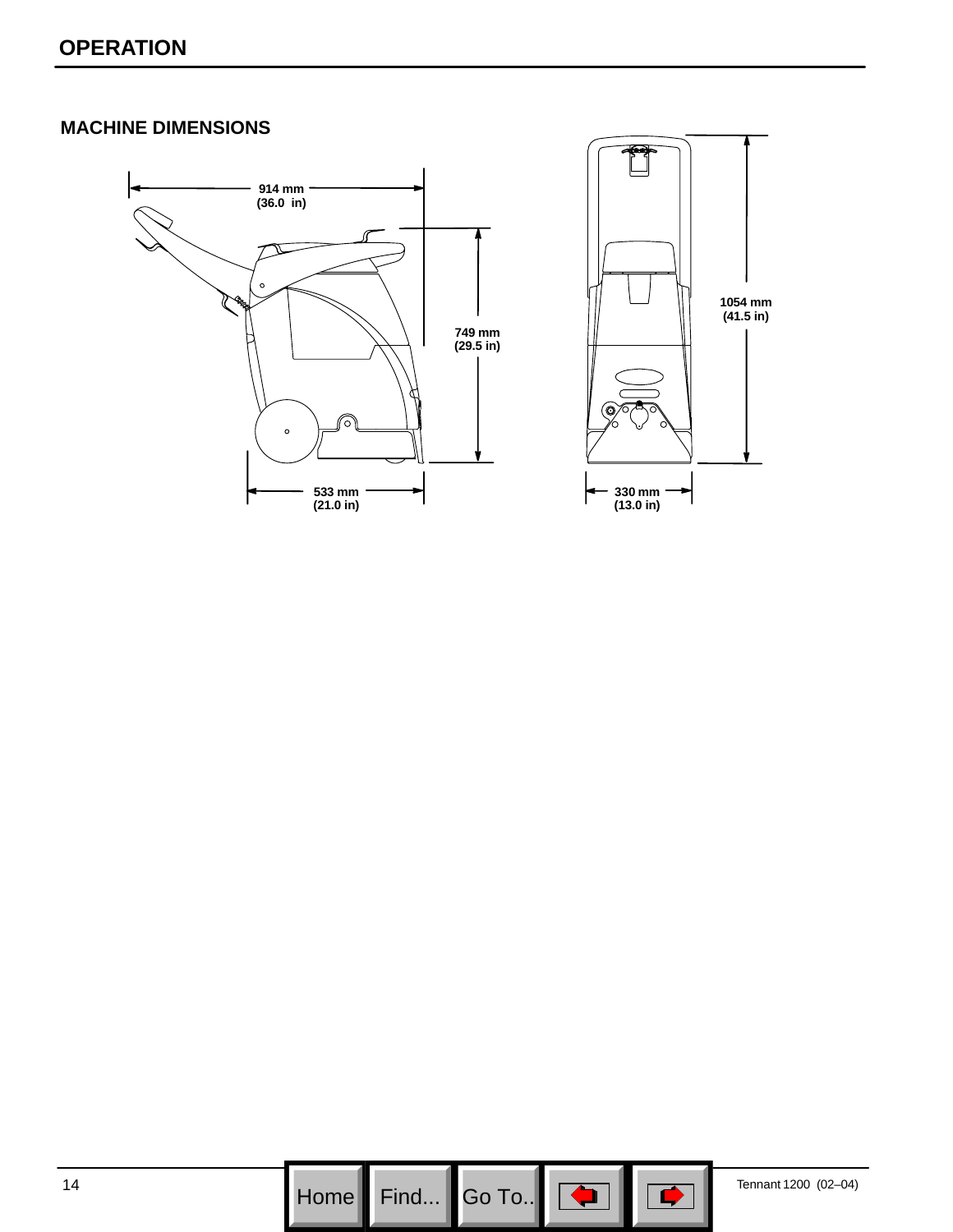# OPERATION

## MACHINE DIMENSIONS

914 mm
(36.0 in)

749 mm
(29.5 in)

533 mm
(21.0 in)

1054 mm
(41.5 in)

330 mm
(13.0 in)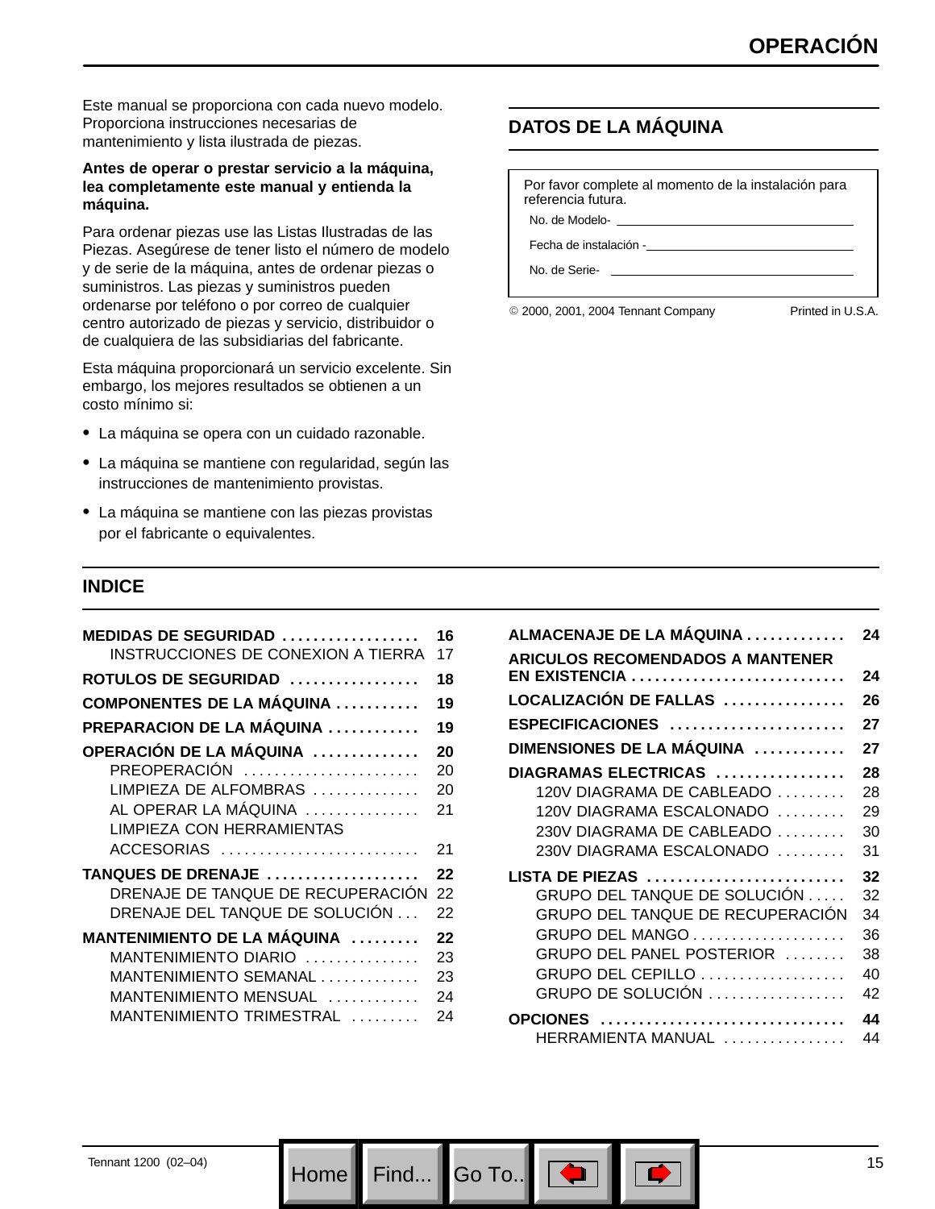Este manual se proporciona con cada nuevo modelo. Proporciona instrucciones necesarias de mantenimiento y lista ilustrada de piezas.

**Antes de operar o prestar servicio a la máquina, lea completamente este manual y entienda la máquina.**

Para ordenar piezas use las Listas Ilustradas de las Piezas. Asegúrese de tener listo el número de modelo y de serie de la máquina, antes de ordenar piezas o suministros. Las piezas y suministros pueden ordenarse por teléfono o por correo de cualquier centro autorizado de piezas y servicio, distribuidor o de cualquiera de las subsidiarias del fabricante.

Esta máquina proporcionará un servicio excelente. Sin embargo, los mejores resultados se obtienen a un costo mínimo si:

- La máquina se opera con un cuidado razonable.
- La máquina se mantiene con regularidad, según las instrucciones de mantenimiento provistas.
- La máquina se mantiene con las piezas provistas por el fabricante o equivalentes.

## DATOS DE LA MÁQUINA

Por favor complete al momento de la instalación para referencia futura.

No. de Modelo- ____________________

Fecha de instalación - ____________________

No. de Serie- ____________________

© 2000, 2001, 2004 Tennant Company Printed in U.S.A.

## INDICE

| | |
|---|---|
| **MEDIDAS DE SEGURIDAD** | **16** |
| INSTRUCCIONES DE CONEXION A TIERRA | 17 |
| **ROTULOS DE SEGURIDAD** | **18** |
| **COMPONENTES DE LA MÁQUINA** | **19** |
| **PREPARACION DE LA MÁQUINA** | **19** |
| **OPERACIÓN DE LA MÁQUINA** | **20** |
| PREOPERACIÓN | 20 |
| LIMPIEZA DE ALFOMBRAS | 20 |
| AL OPERAR LA MÁQUINA | 21 |
| LIMPIEZA CON HERRAMIENTAS ACCESORIAS | 21 |
| **TANQUES DE DRENAJE** | **22** |
| DRENAJE DE TANQUE DE RECUPERACIÓN | 22 |
| DRENAJE DEL TANQUE DE SOLUCIÓN | 22 |
| **MANTENIMIENTO DE LA MÁQUINA** | **22** |
| MANTENIMIENTO DIARIO | 23 |
| MANTENIMIENTO SEMANAL | 23 |
| MANTENIMIENTO MENSUAL | 24 |
| MANTENIMIENTO TRIMESTRAL | 24 |
| **ALMACENAJE DE LA MÁQUINA** | **24** |
| **ARICULOS RECOMENDADOS A MANTENER EN EXISTENCIA** | **24** |
| **LOCALIZACIÓN DE FALLAS** | **26** |
| **ESPECIFICACIONES** | **27** |
| **DIMENSIONES DE LA MÁQUINA** | **27** |
| **DIAGRAMAS ELECTRICAS** | **28** |
| 120V DIAGRAMA DE CABLEADO | 28 |
| 120V DIAGRAMA ESCALONADO | 29 |
| 230V DIAGRAMA DE CABLEADO | 30 |
| 230V DIAGRAMA ESCALONADO | 31 |
| **LISTA DE PIEZAS** | **32** |
| GRUPO DEL TANQUE DE SOLUCIÓN | 32 |
| GRUPO DEL TANQUE DE RECUPERACIÓN | 34 |
| GRUPO DEL MANGO | 36 |
| GRUPO DEL PANEL POSTERIOR | 38 |
| GRUPO DEL CEPILLO | 40 |
| GRUPO DE SOLUCIÓN | 42 |
| **OPCIONES** | **44** |
| HERRAMIENTA MANUAL | 44 |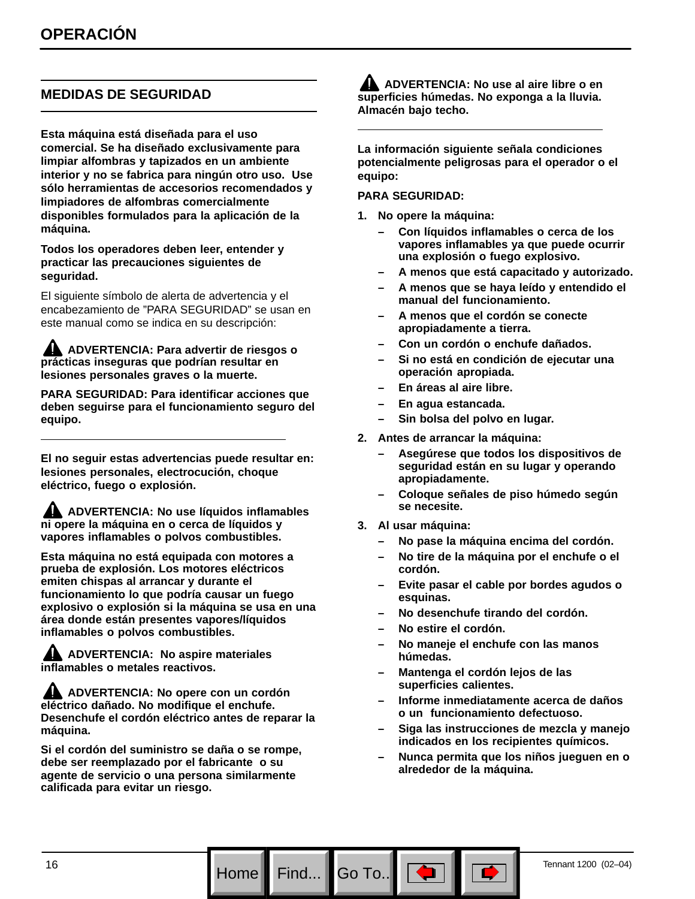# OPERACIÓN

## MEDIDAS DE SEGURIDAD

**Esta máquina está diseñada para el uso comercial. Se ha diseñado exclusivamente para limpiar alfombras y tapizados en un ambiente interior y no se fabrica para ningún otro uso. Use sólo herramientas de accesorios recomendados y limpiadores de alfombras comercialmente disponibles formulados para la aplicación de la máquina.**

**Todos los operadores deben leer, entender y practicar las precauciones siguientes de seguridad.**

El siguiente símbolo de alerta de advertencia y el encabezamiento de ”PARA SEGURIDAD” se usan en este manual como se indica en su descripción:

**⚠ ADVERTENCIA: Para advertir de riesgos o prácticas inseguras que podrían resultar en lesiones personales graves o la muerte.**

**PARA SEGURIDAD: Para identificar acciones que deben seguirse para el funcionamiento seguro del equipo.**

---

**El no seguir estas advertencias puede resultar en: lesiones personales, electrocución, choque eléctrico, fuego o explosión.**

**⚠ ADVERTENCIA: No use líquidos inflamables ni opere la máquina en o cerca de líquidos y vapores inflamables o polvos combustibles.**

**Esta máquina no está equipada con motores a prueba de explosión. Los motores eléctricos emiten chispas al arrancar y durante el funcionamiento lo que podría causar un fuego explosivo o explosión si la máquina se usa en una área donde están presentes vapores/líquidos inflamables o polvos combustibles.**

**⚠ ADVERTENCIA: No aspire materiales inflamables o metales reactivos.**

**⚠ ADVERTENCIA: No opere con un cordón eléctrico dañado. No modifique el enchufe. Desenchufe el cordón eléctrico antes de reparar la máquina.**

**Si el cordón del suministro se daña o se rompe, debe ser reemplazado por el fabricante o su agente de servicio o una persona similarmente calificada para evitar un riesgo.**

**⚠ ADVERTENCIA: No use al aire libre o en superficies húmedas. No exponga a la lluvia. Almacén bajo techo.**

---

**La información siguiente señala condiciones potencialmente peligrosas para el operador o el equipo:**

**PARA SEGURIDAD:**

1. **No opere la máquina:**
   - **Con líquidos inflamables o cerca de los vapores inflamables ya que puede ocurrir una explosión o fuego explosivo.**
   - **A menos que está capacitado y autorizado.**
   - **A menos que se haya leído y entendido el manual del funcionamiento.**
   - **A menos que el cordón se conecte apropiadamente a tierra.**
   - **Con un cordón o enchufe dañados.**
   - **Si no está en condición de ejecutar una operación apropiada.**
   - **En áreas al aire libre.**
   - **En agua estancada.**
   - **Sin bolsa del polvo en lugar.**
2. **Antes de arrancar la máquina:**
   - **Asegúrese que todos los dispositivos de seguridad están en su lugar y operando apropiadamente.**
   - **Coloque señales de piso húmedo según se necesite.**
3. **Al usar máquina:**
   - **No pase la máquina encima del cordón.**
   - **No tire de la máquina por el enchufe o el cordón.**
   - **Evite pasar el cable por bordes agudos o esquinas.**
   - **No desenchufe tirando del cordón.**
   - **No estire el cordón.**
   - **No maneje el enchufe con las manos húmedas.**
   - **Mantenga el cordón lejos de las superficies calientes.**
   - **Informe inmediatamente acerca de daños o un funcionamiento defectuoso.**
   - **Siga las instrucciones de mezcla y manejo indicados en los recipientes químicos.**
   - **Nunca permita que los niños jueguen en o alrededor de la máquina.**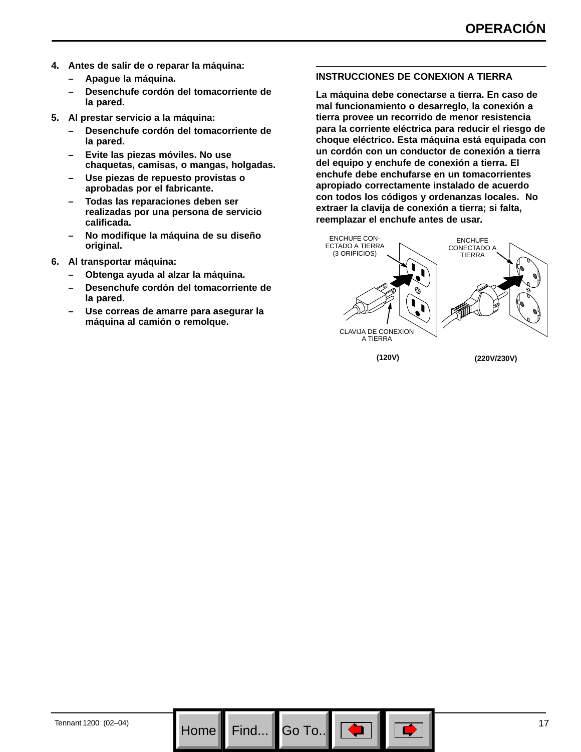**4. Antes de salir de o reparar la máquina:**

- **Apague la máquina.**
- **Desenchufe cordón del tomacorriente de la pared.**

**5. Al prestar servicio a la máquina:**

- **Desenchufe cordón del tomacorriente de la pared.**
- **Evite las piezas móviles. No use chaquetas, camisas, o mangas, holgadas.**
- **Use piezas de repuesto provistas o aprobadas por el fabricante.**
- **Todas las reparaciones deben ser realizadas por una persona de servicio calificada.**
- **No modifique la máquina de su diseño original.**

**6. Al transportar máquina:**

- **Obtenga ayuda al alzar la máquina.**
- **Desenchufe cordón del tomacorriente de la pared.**
- **Use correas de amarre para asegurar la máquina al camión o remolque.**

## INSTRUCCIONES DE CONEXION A TIERRA

**La máquina debe conectarse a tierra. En caso de mal funcionamiento o desarreglo, la conexión a tierra provee un recorrido de menor resistencia para la corriente eléctrica para reducir el riesgo de choque eléctrico. Esta máquina está equipada con un cordón con un conductor de conexión a tierra del equipo y enchufe de conexión a tierra. El enchufe debe enchufarse en un tomacorrientes apropiado correctamente instalado de acuerdo con todos los códigos y ordenanzas locales. No extraer la clavija de conexión a tierra; si falta, reemplazar el enchufe antes de usar.**

ENCHUFE CONECTADO A TIERRA (3 ORIFICIOS)

CLAVIJA DE CONEXION A TIERRA

**(120V)**

ENCHUFE CONECTADO A TIERRA

**(220V/230V)**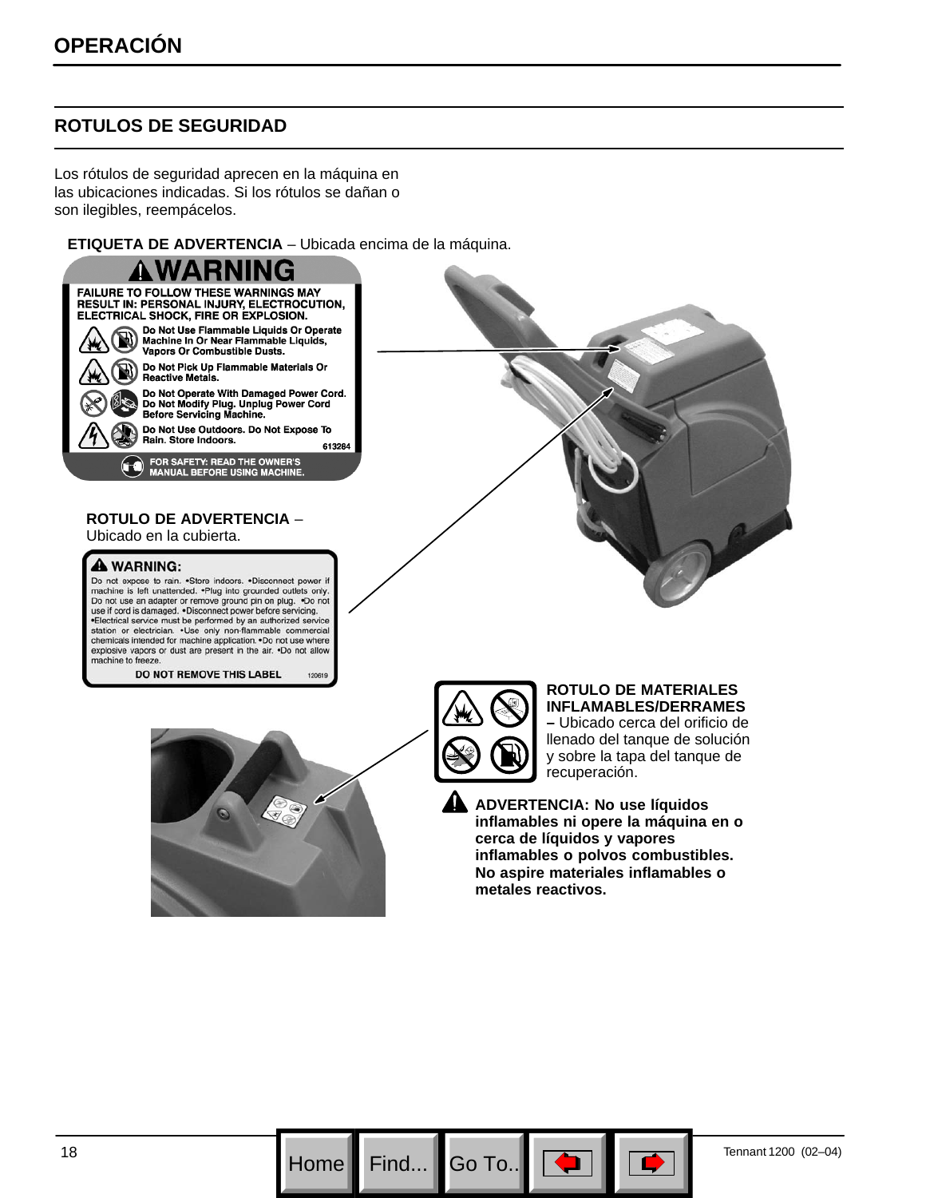# OPERACIÓN

## ROTULOS DE SEGURIDAD

Los rótulos de seguridad aprecen en la máquina en las ubicaciones indicadas. Si los rótulos se dañan o son ilegibles, reempácelos.

**ETIQUETA DE ADVERTENCIA** – Ubicada encima de la máquina.

**WARNING**

FAILURE TO FOLLOW THESE WARNINGS MAY RESULT IN: PERSONAL INJURY, ELECTROCUTION, ELECTRICAL SHOCK, FIRE OR EXPLOSION.

Do Not Use Flammable Liquids Or Operate Machine In Or Near Flammable Liquids, Vapors Or Combustible Dusts.

Do Not Pick Up Flammable Materials Or Reactive Metals.

Do Not Operate With Damaged Power Cord. Do Not Modify Plug. Unplug Power Cord Before Servicing Machine.

Do Not Use Outdoors. Do Not Expose To Rain. Store Indoors.

613284

FOR SAFETY: READ THE OWNER'S MANUAL BEFORE USING MACHINE.

**ROTULO DE ADVERTENCIA** – Ubicado en la cubierta.

**WARNING:**

Do not expose to rain. •Store indoors. •Disconnect power if machine is left unattended. •Plug into grounded outlets only. Do not use an adapter or remove ground pin on plug. •Do not use if cord is damaged. •Disconnect power before servicing. •Electrical service must be performed by an authorized service station or electrician. •Use only non-flammable commercial chemicals intended for machine application. •Do not use where explosive vapors or dust are present in the air. •Do not allow machine to freeze.

DO NOT REMOVE THIS LABEL 120619

**ROTULO DE MATERIALES INFLAMABLES/DERRAMES** – Ubicado cerca del orificio de llenado del tanque de solución y sobre la tapa del tanque de recuperación.

**ADVERTENCIA: No use líquidos inflamables ni opere la máquina en o cerca de líquidos y vapores inflamables o polvos combustibles. No aspire materiales inflamables o metales reactivos.**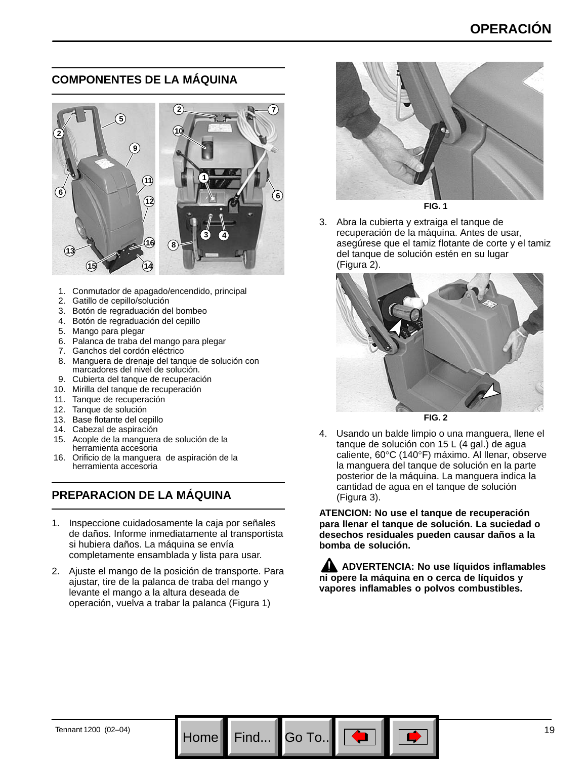## COMPONENTES DE LA MÁQUINA

1. Conmutador de apagado/encendido, principal
2. Gatillo de cepillo/solución
3. Botón de regraduación del bombeo
4. Botón de regraduación del cepillo
5. Mango para plegar
6. Palanca de traba del mango para plegar
7. Ganchos del cordón eléctrico
8. Manguera de drenaje del tanque de solución con marcadores del nivel de solución.
9. Cubierta del tanque de recuperación
10. Mirilla del tanque de recuperación
11. Tanque de recuperación
12. Tanque de solución
13. Base flotante del cepillo
14. Cabezal de aspiración
15. Acople de la manguera de solución de la herramienta accesoria
16. Orificio de la manguera de aspiración de la herramienta accesoria

## PREPARACION DE LA MÁQUINA

1. Inspeccione cuidadosamente la caja por señales de daños. Informe inmediatamente al transportista si hubiera daños. La máquina se envía completamente ensamblada y lista para usar.

2. Ajuste el mango de la posición de transporte. Para ajustar, tire de la palanca de traba del mango y levante el mango a la altura deseada de operación, vuelva a trabar la palanca (Figura 1)

FIG. 1

3. Abra la cubierta y extraiga el tanque de recuperación de la máquina. Antes de usar, asegúrese que el tamiz flotante de corte y el tamiz del tanque de solución estén en su lugar (Figura 2).

FIG. 2

4. Usando un balde limpio o una manguera, llene el tanque de solución con 15 L (4 gal.) de agua caliente, 60°C (140°F) máximo. Al llenar, observe la manguera del tanque de solución en la parte posterior de la máquina. La manguera indica la cantidad de agua en el tanque de solución (Figura 3).

**ATENCION: No use el tanque de recuperación para llenar el tanque de solución. La suciedad o desechos residuales pueden causar daños a la bomba de solución.**

**⚠ ADVERTENCIA: No use líquidos inflamables ni opere la máquina en o cerca de líquidos y vapores inflamables o polvos combustibles.**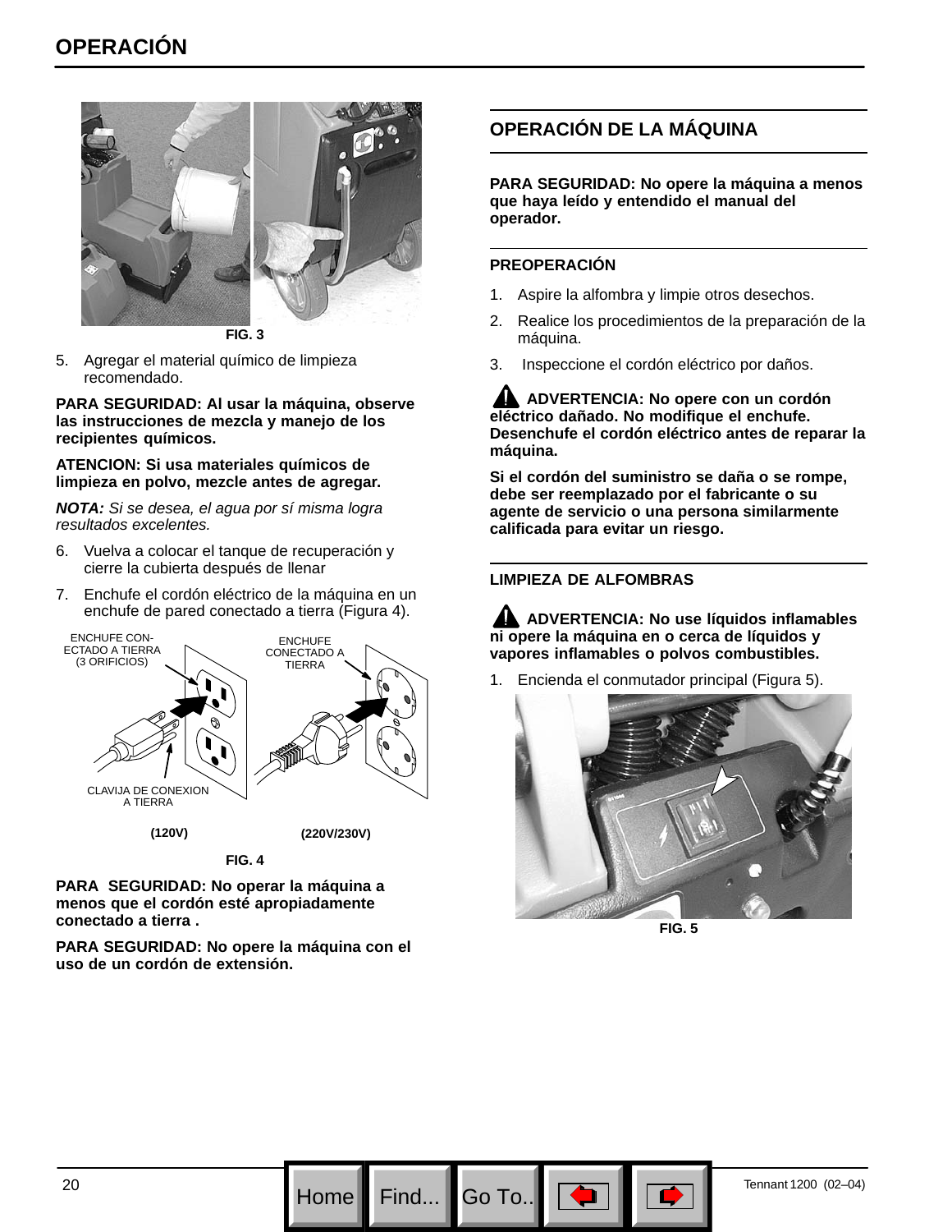# OPERACIÓN

FIG. 3

5. Agregar el material químico de limpieza recomendado.

**PARA SEGURIDAD: Al usar la máquina, observe las instrucciones de mezcla y manejo de los recipientes químicos.**

**ATENCION: Si usa materiales químicos de limpieza en polvo, mezcle antes de agregar.**

***NOTA:*** *Si se desea, el agua por sí misma logra resultados excelentes.*

6. Vuelva a colocar el tanque de recuperación y cierre la cubierta después de llenar

7. Enchufe el cordón eléctrico de la máquina en un enchufe de pared conectado a tierra (Figura 4).

ENCHUFE CONECTADO A TIERRA (3 ORIFICIOS)

ENCHUFE CONECTADO A TIERRA

CLAVIJA DE CONEXION A TIERRA

(120V)

(220V/230V)

FIG. 4

**PARA SEGURIDAD: No operar la máquina a menos que el cordón esté apropiadamente conectado a tierra .**

**PARA SEGURIDAD: No opere la máquina con el uso de un cordón de extensión.**

## OPERACIÓN DE LA MÁQUINA

**PARA SEGURIDAD: No opere la máquina a menos que haya leído y entendido el manual del operador.**

### PREOPERACIÓN

1. Aspire la alfombra y limpie otros desechos.
2. Realice los procedimientos de la preparación de la máquina.
3. Inspeccione el cordón eléctrico por daños.

**ADVERTENCIA: No opere con un cordón eléctrico dañado. No modifique el enchufe. Desenchufe el cordón eléctrico antes de reparar la máquina.**

**Si el cordón del suministro se daña o se rompe, debe ser reemplazado por el fabricante o su agente de servicio o una persona similarmente calificada para evitar un riesgo.**

### LIMPIEZA DE ALFOMBRAS

**ADVERTENCIA: No use líquidos inflamables ni opere la máquina en o cerca de líquidos y vapores inflamables o polvos combustibles.**

1. Encienda el conmutador principal (Figura 5).

FIG. 5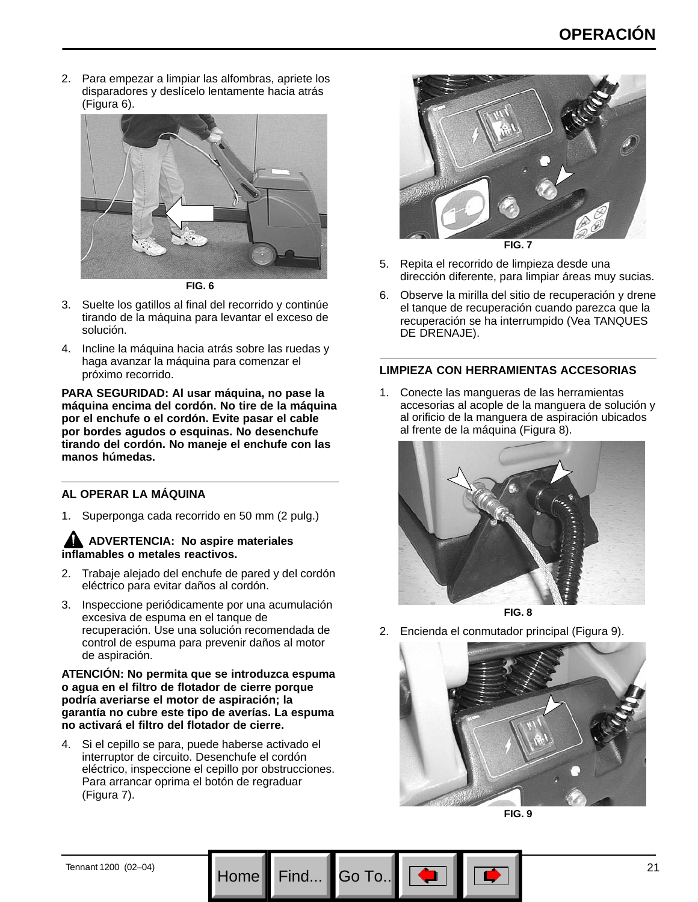2. Para empezar a limpiar las alfombras, apriete los disparadores y deslícelo lentamente hacia atrás (Figura 6).

FIG. 6

3. Suelte los gatillos al final del recorrido y continúe tirando de la máquina para levantar el exceso de solución.

4. Incline la máquina hacia atrás sobre las ruedas y haga avanzar la máquina para comenzar el próximo recorrido.

**PARA SEGURIDAD: Al usar máquina, no pase la máquina encima del cordón. No tire de la máquina por el enchufe o el cordón. Evite pasar el cable por bordes agudos o esquinas. No desenchufe tirando del cordón. No maneje el enchufe con las manos húmedas.**

## AL OPERAR LA MÁQUINA

1. Superponga cada recorrido en 50 mm (2 pulg.)

**⚠ ADVERTENCIA: No aspire materiales inflamables o metales reactivos.**

2. Trabaje alejado del enchufe de pared y del cordón eléctrico para evitar daños al cordón.

3. Inspeccione periódicamente por una acumulación excesiva de espuma en el tanque de recuperación. Use una solución recomendada de control de espuma para prevenir daños al motor de aspiración.

**ATENCIÓN: No permita que se introduzca espuma o agua en el filtro de flotador de cierre porque podría averiarse el motor de aspiración; la garantía no cubre este tipo de averías. La espuma no activará el filtro del flotador de cierre.**

4. Si el cepillo se para, puede haberse activado el interruptor de circuito. Desenchufe el cordón eléctrico, inspeccione el cepillo por obstrucciones. Para arrancar oprima el botón de regraduar (Figura 7).

FIG. 7

5. Repita el recorrido de limpieza desde una dirección diferente, para limpiar áreas muy sucias.

6. Observe la mirilla del sitio de recuperación y drene el tanque de recuperación cuando parezca que la recuperación se ha interrumpido (Vea TANQUES DE DRENAJE).

## LIMPIEZA CON HERRAMIENTAS ACCESORIAS

1. Conecte las mangueras de las herramientas accesorias al acople de la manguera de solución y al orificio de la manguera de aspiración ubicados al frente de la máquina (Figura 8).

FIG. 8

2. Encienda el conmutador principal (Figura 9).

FIG. 9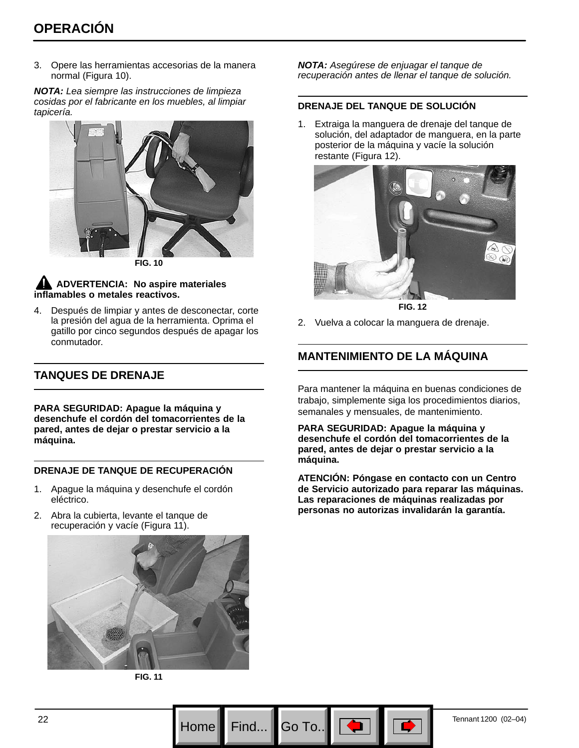## OPERACIÓN

3. Opere las herramientas accesorias de la manera normal (Figura 10).

***NOTA:*** *Lea siempre las instrucciones de limpieza cosidas por el fabricante en los muebles, al limpiar tapicería.*

**FIG. 10**

**⚠ ADVERTENCIA: No aspire materiales inflamables o metales reactivos.**

4. Después de limpiar y antes de desconectar, corte la presión del agua de la herramienta. Oprima el gatillo por cinco segundos después de apagar los conmutador.

## TANQUES DE DRENAJE

**PARA SEGURIDAD: Apague la máquina y desenchufe el cordón del tomacorrientes de la pared, antes de dejar o prestar servicio a la máquina.**

### DRENAJE DE TANQUE DE RECUPERACIÓN

1. Apague la máquina y desenchufe el cordón eléctrico.
2. Abra la cubierta, levante el tanque de recuperación y vacíe (Figura 11).

**FIG. 11**

***NOTA:*** *Asegúrese de enjuagar el tanque de recuperación antes de llenar el tanque de solución.*

### DRENAJE DEL TANQUE DE SOLUCIÓN

1. Extraiga la manguera de drenaje del tanque de solución, del adaptador de manguera, en la parte posterior de la máquina y vacíe la solución restante (Figura 12).

**FIG. 12**

2. Vuelva a colocar la manguera de drenaje.

## MANTENIMIENTO DE LA MÁQUINA

Para mantener la máquina en buenas condiciones de trabajo, simplemente siga los procedimientos diarios, semanales y mensuales, de mantenimiento.

**PARA SEGURIDAD: Apague la máquina y desenchufe el cordón del tomacorrientes de la pared, antes de dejar o prestar servicio a la máquina.**

**ATENCIÓN: Póngase en contacto con un Centro de Servicio autorizado para reparar las máquinas. Las reparaciones de máquinas realizadas por personas no autorizas invalidarán la garantía.**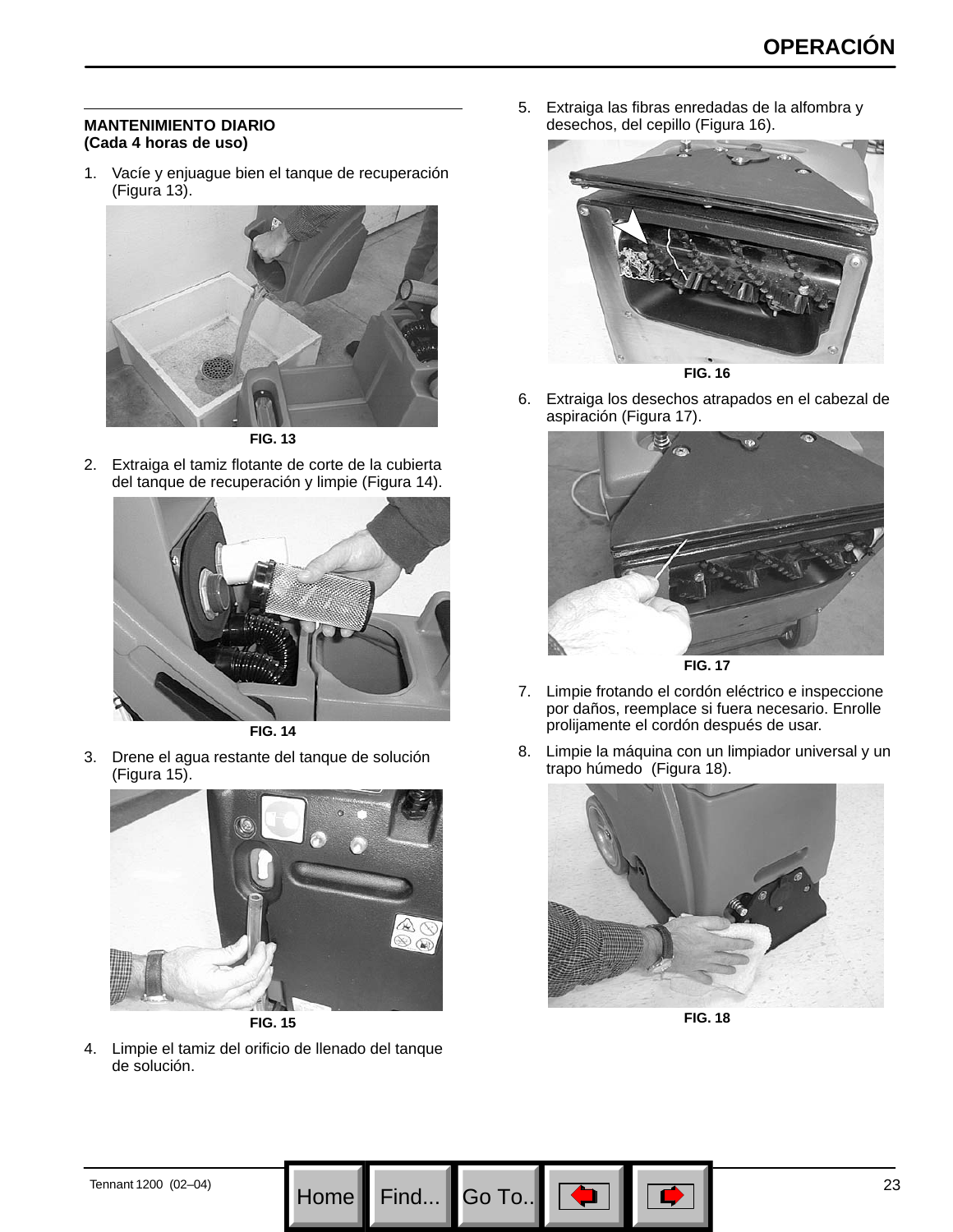## MANTENIMIENTO DIARIO
**(Cada 4 horas de uso)**

1. Vacíe y enjuague bien el tanque de recuperación (Figura 13).

FIG. 13

2. Extraiga el tamiz flotante de corte de la cubierta del tanque de recuperación y limpie (Figura 14).

FIG. 14

3. Drene el agua restante del tanque de solución (Figura 15).

FIG. 15

4. Limpie el tamiz del orificio de llenado del tanque de solución.

5. Extraiga las fibras enredadas de la alfombra y desechos, del cepillo (Figura 16).

FIG. 16

6. Extraiga los desechos atrapados en el cabezal de aspiración (Figura 17).

FIG. 17

7. Limpie frotando el cordón eléctrico e inspeccione por daños, reemplace si fuera necesario. Enrolle prolijamente el cordón después de usar.

8. Limpie la máquina con un limpiador universal y un trapo húmedo (Figura 18).

FIG. 18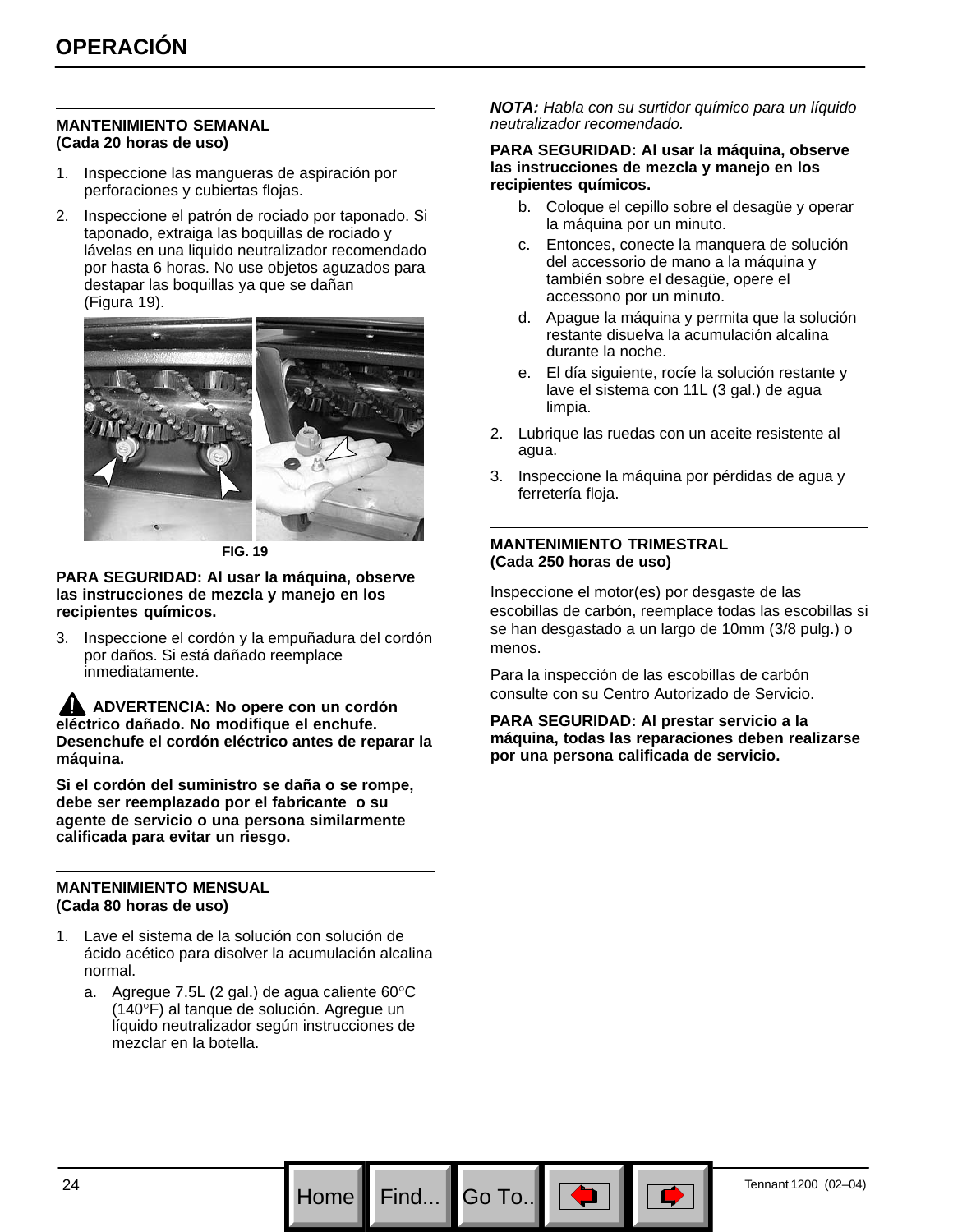## MANTENIMIENTO SEMANAL
**(Cada 20 horas de uso)**

1. Inspeccione las mangueras de aspiración por perforaciones y cubiertas flojas.
2. Inspeccione el patrón de rociado por taponado. Si taponado, extraiga las boquillas de rociado y lávelas en una liquido neutralizador recomendado por hasta 6 horas. No use objetos aguzados para destapar las boquillas ya que se dañan (Figura 19).

FIG. 19

**PARA SEGURIDAD: Al usar la máquina, observe las instrucciones de mezcla y manejo en los recipientes químicos.**

3. Inspeccione el cordón y la empuñadura del cordón por daños. Si está dañado reemplace inmediatamente.

**ADVERTENCIA: No opere con un cordón eléctrico dañado. No modifique el enchufe. Desenchufe el cordón eléctrico antes de reparar la máquina.**

**Si el cordón del suministro se daña o se rompe, debe ser reemplazado por el fabricante o su agente de servicio o una persona similarmente calificada para evitar un riesgo.**

## MANTENIMIENTO MENSUAL
**(Cada 80 horas de uso)**

1. Lave el sistema de la solución con solución de ácido acético para disolver la acumulación alcalina normal.
   a. Agregue 7.5L (2 gal.) de agua caliente 60°C (140°F) al tanque de solución. Agregue un líquido neutralizador según instrucciones de mezclar en la botella.

***NOTA:*** *Habla con su surtidor químico para un líquido neutralizador recomendado.*

**PARA SEGURIDAD: Al usar la máquina, observe las instrucciones de mezcla y manejo en los recipientes químicos.**

   b. Coloque el cepillo sobre el desagüe y operar la máquina por un minuto.
   c. Entonces, conecte la manquera de solución del accessorio de mano a la máquina y también sobre el desagüe, opere el accessono por un minuto.
   d. Apague la máquina y permita que la solución restante disuelva la acumulación alcalina durante la noche.
   e. El día siguiente, rocíe la solución restante y lave el sistema con 11L (3 gal.) de agua limpia.
2. Lubrique las ruedas con un aceite resistente al agua.
3. Inspeccione la máquina por pérdidas de agua y ferretería floja.

## MANTENIMIENTO TRIMESTRAL
**(Cada 250 horas de uso)**

Inspeccione el motor(es) por desgaste de las escobillas de carbón, reemplace todas las escobillas si se han desgastado a un largo de 10mm (3/8 pulg.) o menos.

Para la inspección de las escobillas de carbón consulte con su Centro Autorizado de Servicio.

**PARA SEGURIDAD: Al prestar servicio a la máquina, todas las reparaciones deben realizarse por una persona calificada de servicio.**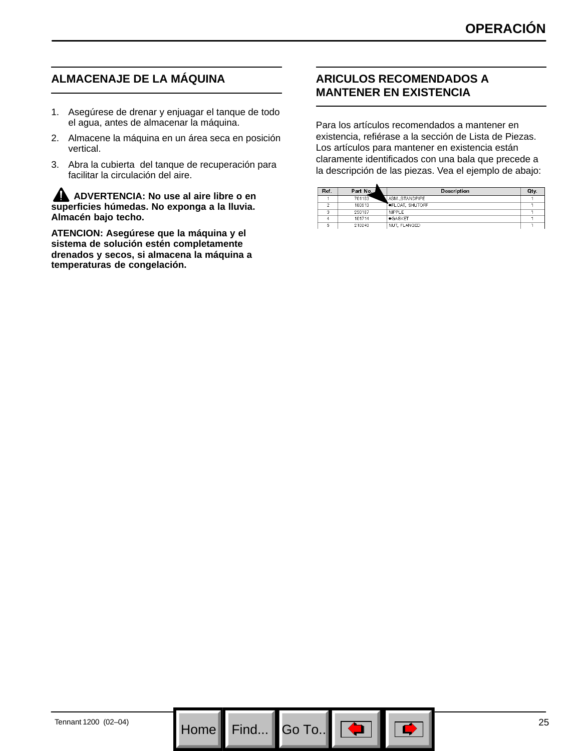## ALMACENAJE DE LA MÁQUINA

1. Asegúrese de drenar y enjuagar el tanque de todo el agua, antes de almacenar la máquina.
2. Almacene la máquina en un área seca en posición vertical.
3. Abra la cubierta del tanque de recuperación para facilitar la circulación del aire.

⚠ **ADVERTENCIA: No use al aire libre o en superficies húmedas. No exponga a la lluvia. Almacén bajo techo.**

**ATENCION: Asegúrese que la máquina y el sistema de solución estén completamente drenados y secos, si almacena la máquina a temperaturas de congelación.**

## ARICULOS RECOMENDADOS A MANTENER EN EXISTENCIA

Para los artículos recomendados a mantener en existencia, refiérase a la sección de Lista de Piezas. Los artículos para mantener en existencia están claramente identificados con una bala que precede a la descripción de las piezas. Vea el ejemplo de abajo:

| Ref. | Part No. | Description | Qty. |
|---|---|---|---|
| 1 | 701103 | ASM.,STANDPIPE | 1 |
| 2 | 180613 | ●FLOAT, SHUTOFF | 1 |
| 3 | 230167 | NIPPLE | 1 |
| 4 | 101714 | ●GASKET | 1 |
| 5 | 210240 | NUT, FLANGED | 1 |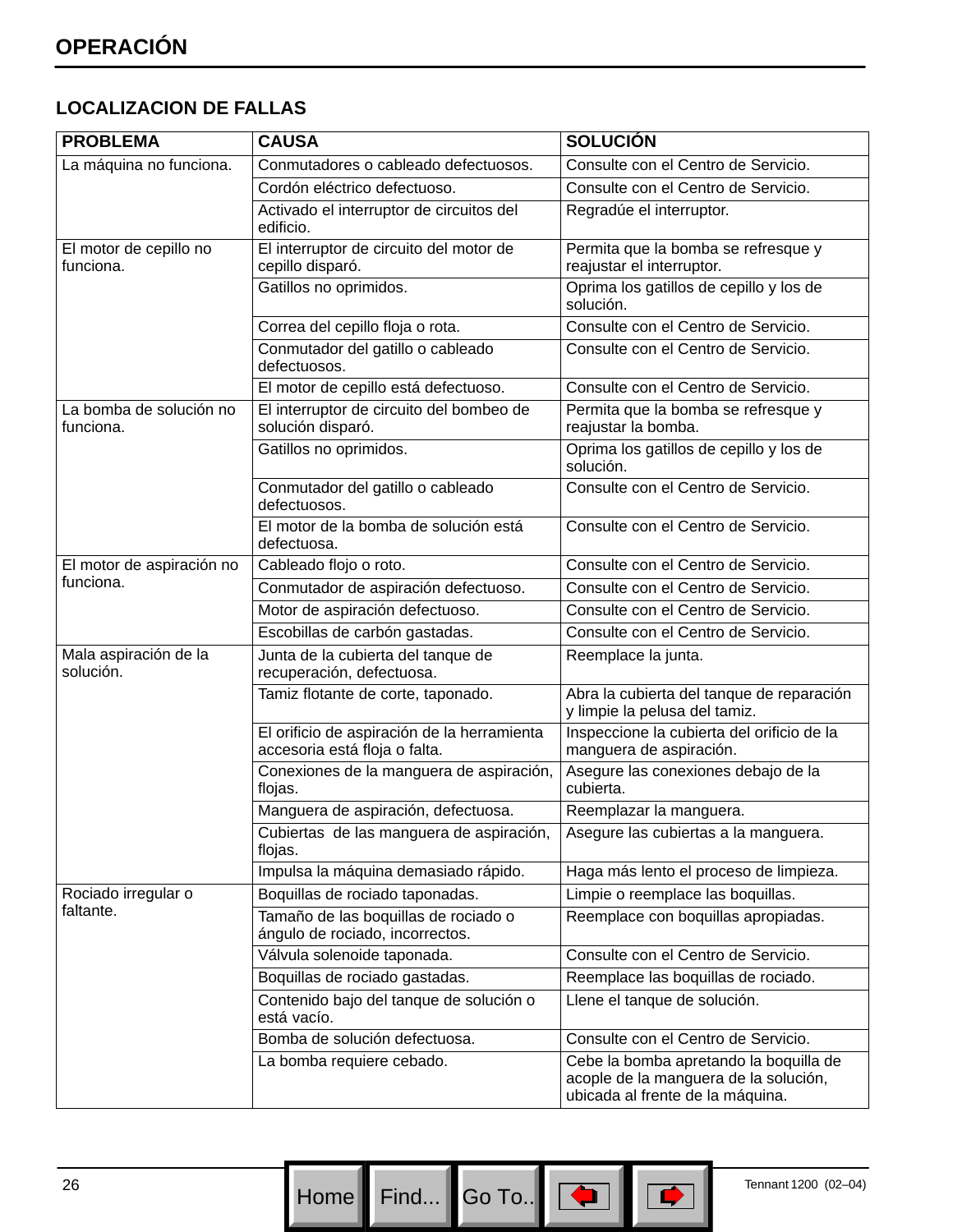# OPERACIÓN

## LOCALIZACION DE FALLAS

| PROBLEMA | CAUSA | SOLUCIÓN |
|---|---|---|
| La máquina no funciona. | Conmutadores o cableado defectuosos. | Consulte con el Centro de Servicio. |
| | Cordón eléctrico defectuoso. | Consulte con el Centro de Servicio. |
| | Activado el interruptor de circuitos del edificio. | Regradúe el interruptor. |
| El motor de cepillo no funciona. | El interruptor de circuito del motor de cepillo disparó. | Permita que la bomba se refresque y reajustar el interruptor. |
| | Gatillos no oprimidos. | Oprima los gatillos de cepillo y los de solución. |
| | Correa del cepillo floja o rota. | Consulte con el Centro de Servicio. |
| | Conmutador del gatillo o cableado defectuosos. | Consulte con el Centro de Servicio. |
| | El motor de cepillo está defectuoso. | Consulte con el Centro de Servicio. |
| La bomba de solución no funciona. | El interruptor de circuito del bombeo de solución disparó. | Permita que la bomba se refresque y reajustar la bomba. |
| | Gatillos no oprimidos. | Oprima los gatillos de cepillo y los de solución. |
| | Conmutador del gatillo o cableado defectuosos. | Consulte con el Centro de Servicio. |
| | El motor de la bomba de solución está defectuosa. | Consulte con el Centro de Servicio. |
| El motor de aspiración no funciona. | Cableado flojo o roto. | Consulte con el Centro de Servicio. |
| | Conmutador de aspiración defectuoso. | Consulte con el Centro de Servicio. |
| | Motor de aspiración defectuoso. | Consulte con el Centro de Servicio. |
| | Escobillas de carbón gastadas. | Consulte con el Centro de Servicio. |
| Mala aspiración de la solución. | Junta de la cubierta del tanque de recuperación, defectuosa. | Reemplace la junta. |
| | Tamiz flotante de corte, taponado. | Abra la cubierta del tanque de reparación y limpie la pelusa del tamiz. |
| | El orificio de aspiración de la herramienta accesoria está floja o falta. | Inspeccione la cubierta del orificio de la manguera de aspiración. |
| | Conexiones de la manguera de aspiración, flojas. | Asegure las conexiones debajo de la cubierta. |
| | Manguera de aspiración, defectuosa. | Reemplazar la manguera. |
| | Cubiertas de las manguera de aspiración, flojas. | Asegure las cubiertas a la manguera. |
| | Impulsa la máquina demasiado rápido. | Haga más lento el proceso de limpieza. |
| Rociado irregular o faltante. | Boquillas de rociado taponadas. | Limpie o reemplace las boquillas. |
| | Tamaño de las boquillas de rociado o ángulo de rociado, incorrectos. | Reemplace con boquillas apropiadas. |
| | Válvula solenoide taponada. | Consulte con el Centro de Servicio. |
| | Boquillas de rociado gastadas. | Reemplace las boquillas de rociado. |
| | Contenido bajo del tanque de solución o está vacío. | Llene el tanque de solución. |
| | Bomba de solución defectuosa. | Consulte con el Centro de Servicio. |
| | La bomba requiere cebado. | Cebe la bomba apretando la boquilla de acople de la manguera de la solución, ubicada al frente de la máquina. |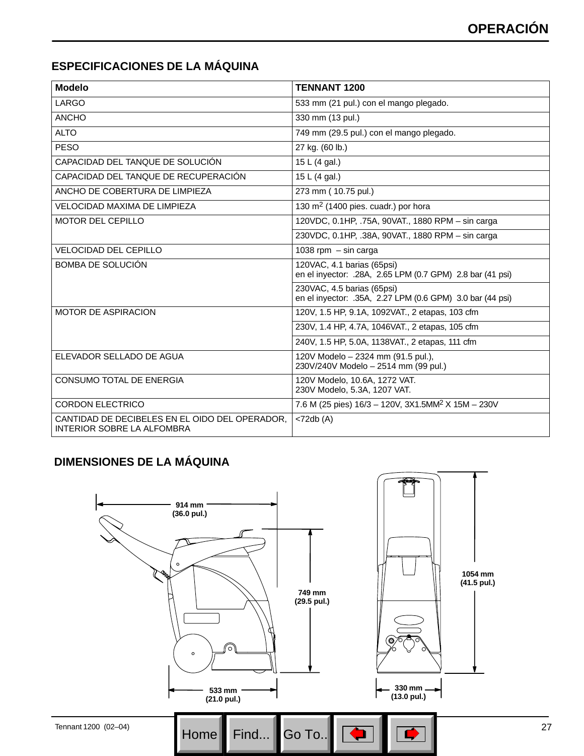## ESPECIFICACIONES DE LA MÁQUINA

| Modelo | TENNANT 1200 |
|---|---|
| LARGO | 533 mm (21 pul.) con el mango plegado. |
| ANCHO | 330 mm (13 pul.) |
| ALTO | 749 mm (29.5 pul.) con el mango plegado. |
| PESO | 27 kg. (60 lb.) |
| CAPACIDAD DEL TANQUE DE SOLUCIÓN | 15 L (4 gal.) |
| CAPACIDAD DEL TANQUE DE RECUPERACIÓN | 15 L (4 gal.) |
| ANCHO DE COBERTURA DE LIMPIEZA | 273 mm ( 10.75 pul.) |
| VELOCIDAD MAXIMA DE LIMPIEZA | 130 $m^2$ (1400 pies. cuadr.) por hora |
| MOTOR DEL CEPILLO | 120VDC, 0.1HP, .75A, 90VAT., 1880 RPM – sin carga |
| | 230VDC, 0.1HP, .38A, 90VAT., 1880 RPM – sin carga |
| VELOCIDAD DEL CEPILLO | 1038 rpm – sin carga |
| BOMBA DE SOLUCIÓN | 120VAC, 4.1 barias (65psi) en el inyector: .28A, 2.65 LPM (0.7 GPM) 2.8 bar (41 psi) |
| | 230VAC, 4.5 barias (65psi) en el inyector: .35A, 2.27 LPM (0.6 GPM) 3.0 bar (44 psi) |
| MOTOR DE ASPIRACION | 120V, 1.5 HP, 9.1A, 1092VAT., 2 etapas, 103 cfm |
| | 230V, 1.4 HP, 4.7A, 1046VAT., 2 etapas, 105 cfm |
| | 240V, 1.5 HP, 5.0A, 1138VAT., 2 etapas, 111 cfm |
| ELEVADOR SELLADO DE AGUA | 120V Modelo – 2324 mm (91.5 pul.), 230V/240V Modelo – 2514 mm (99 pul.) |
| CONSUMO TOTAL DE ENERGIA | 120V Modelo, 10.6A, 1272 VAT. 230V Modelo, 5.3A, 1207 VAT. |
| CORDON ELECTRICO | 7.6 M (25 pies) 16/3 – 120V, 3X1.5$MM^2$ X 15M – 230V |
| CANTIDAD DE DECIBELES EN EL OIDO DEL OPERADOR, INTERIOR SOBRE LA ALFOMBRA | <72db (A) |

## DIMENSIONES DE LA MÁQUINA

914 mm (36.0 pul.)

749 mm (29.5 pul.)

533 mm (21.0 pul.)

1054 mm (41.5 pul.)

330 mm (13.0 pul.)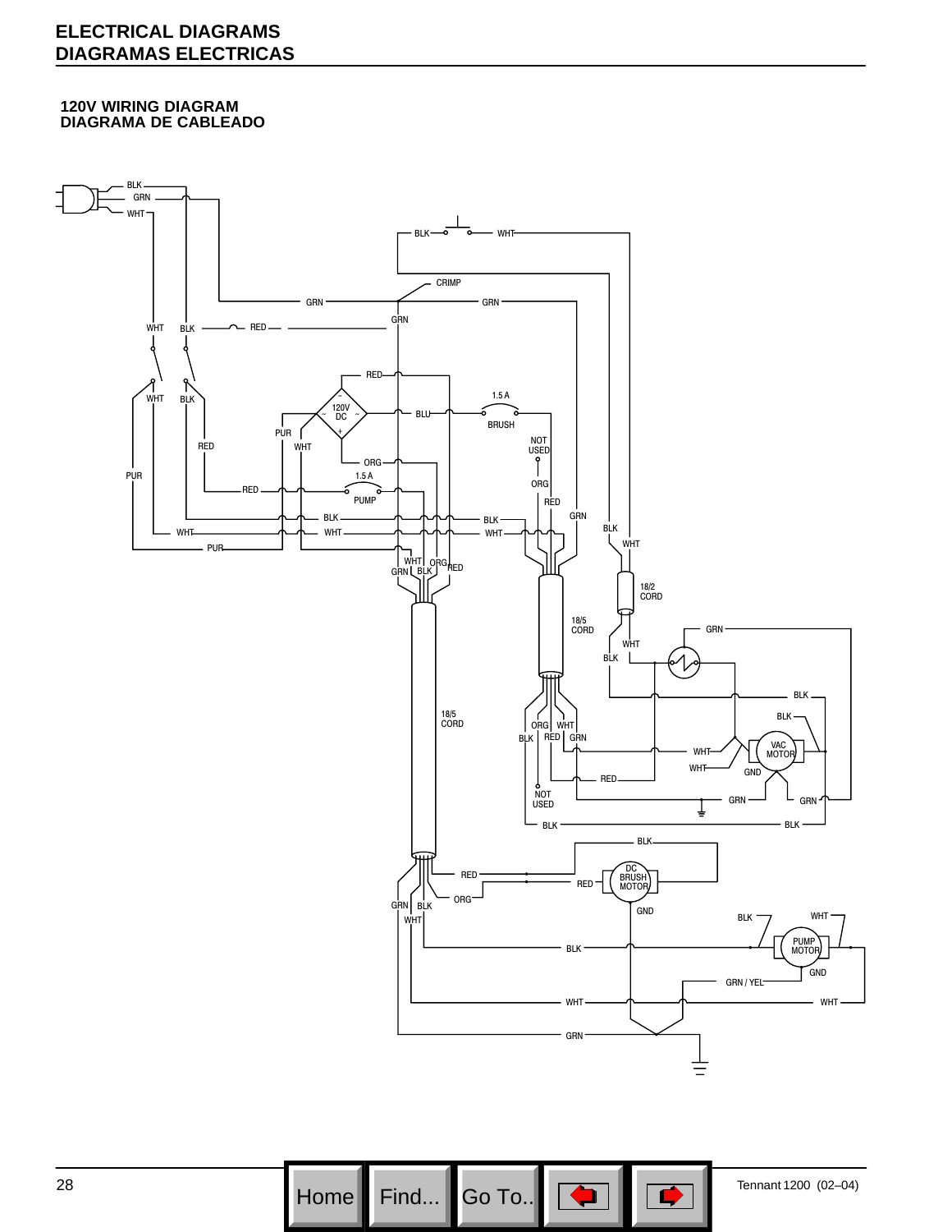# ELECTRICAL DIAGRAMS
# DIAGRAMAS ELECTRICAS

## 120V WIRING DIAGRAM
## DIAGRAMA DE CABLEADO

BLK GRN WHT

BLK WHT

CRIMP

GRN GRN

GRN

WHT BLK RED

RED

WHT BLK

120V DC

BLU

1.5 A

BRUSH

PUR WHT

RED

NOT USED

ORG

PUR

1.5 A

PUMP

ORG

RED

RED

GRN

BLK

BLK

BLK

WHT

WHT

WHT

PUR

WHT ORG

GRN BLK RED

18/2 CORD

18/5 CORD

GRN

WHT

BLK

BLK

BLK

18/5 CORD

ORG WHT

BLK RED GRN

VAC MOTOR

WHT

WHT

GND

RED

NOT USED

GRN GRN

BLK BLK

BLK

RED

DC BRUSH MOTOR

RED

ORG

GRN BLK

GND

BLK WHT

WHT

PUMP MOTOR

BLK

GND

GRN / YEL

WHT WHT

GRN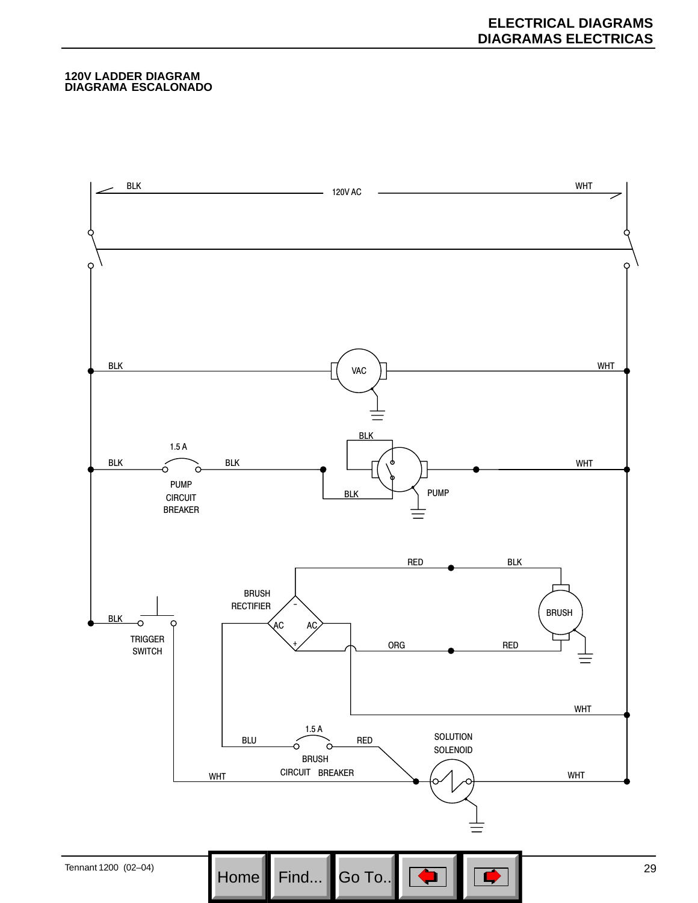## 120V LADDER DIAGRAM
## DIAGRAMA ESCALONADO

BLK 120V AC WHT

BLK VAC WHT

1.5 A

BLK BLK BLK WHT

PUMP CIRCUIT BREAKER

BLK PUMP

RED BLK

BRUSH RECTIFIER

BRUSH

BLK AC AC

TRIGGER SWITCH

ORG RED

WHT

1.5 A

BLU RED

SOLUTION SOLENOID

BRUSH CIRCUIT BREAKER

WHT WHT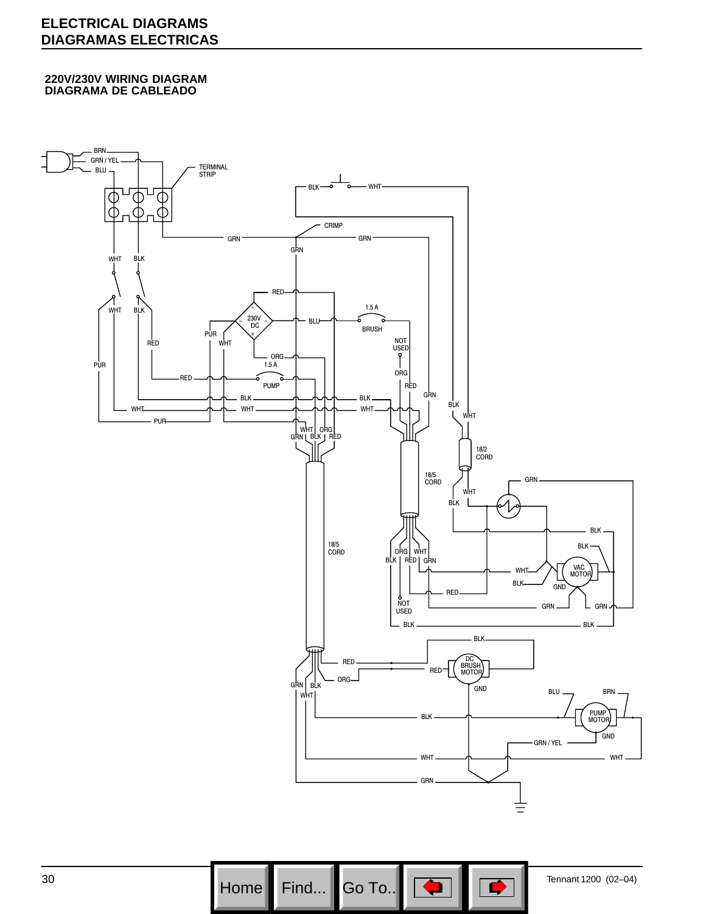# ELECTRICAL DIAGRAMS
# DIAGRAMAS ELECTRICAS

## 220V/230V WIRING DIAGRAM
## DIAGRAMA DE CABLEADO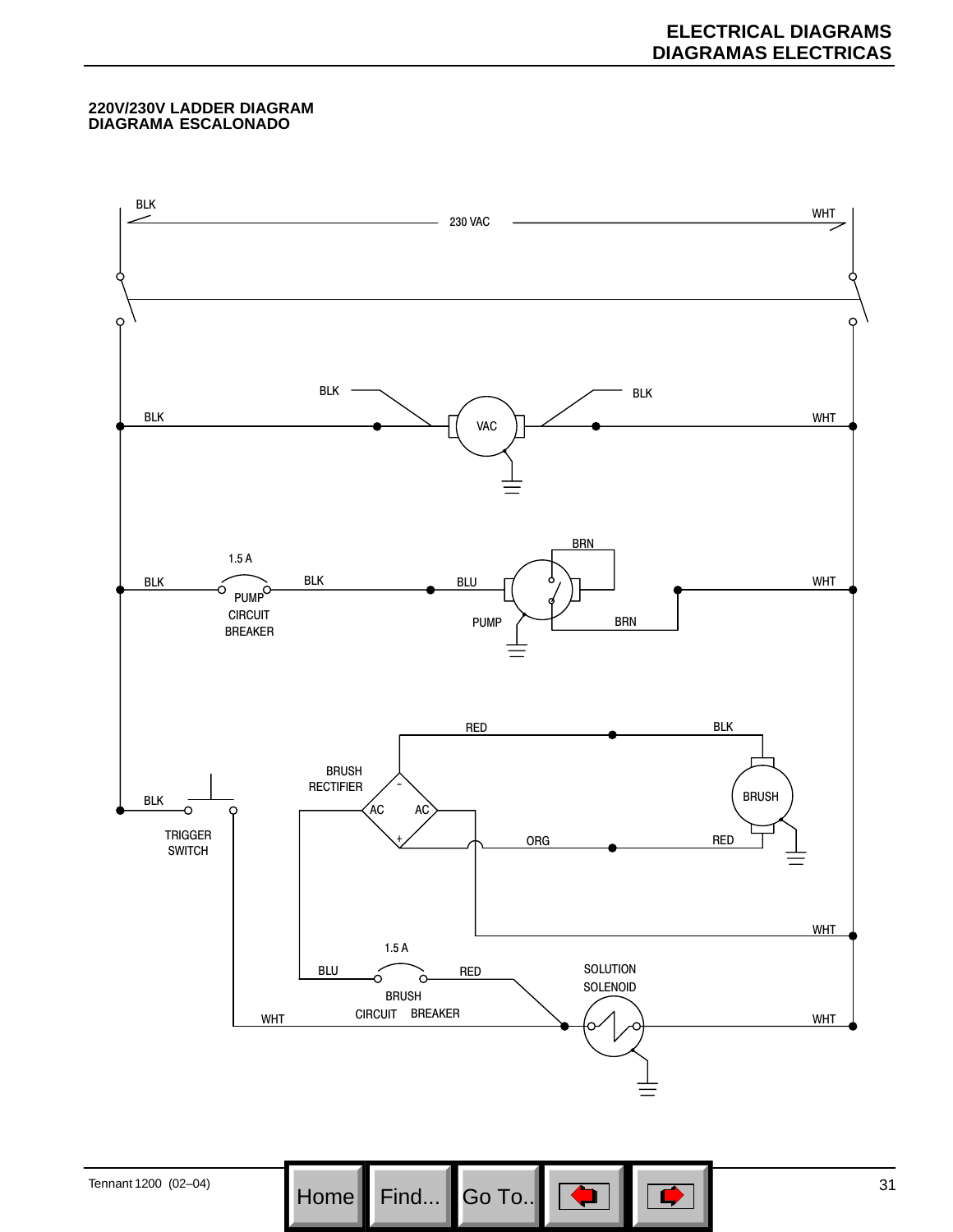## 220V/230V LADDER DIAGRAM
## DIAGRAMA ESCALONADO

BLK

230 VAC

WHT

BLK

BLK

BLK

VAC

WHT

1.5 A

BLK

BLK

PUMP CIRCUIT BREAKER

BLU

BRN

PUMP

BRN

WHT

RED

BLK

BRUSH RECTIFIER

AC

AC

BRUSH

BLK

TRIGGER SWITCH

ORG

RED

WHT

1.5 A

BLU

RED

BRUSH CIRCUIT BREAKER

SOLUTION SOLENOID

WHT

WHT

Tennant 1200 (02–04)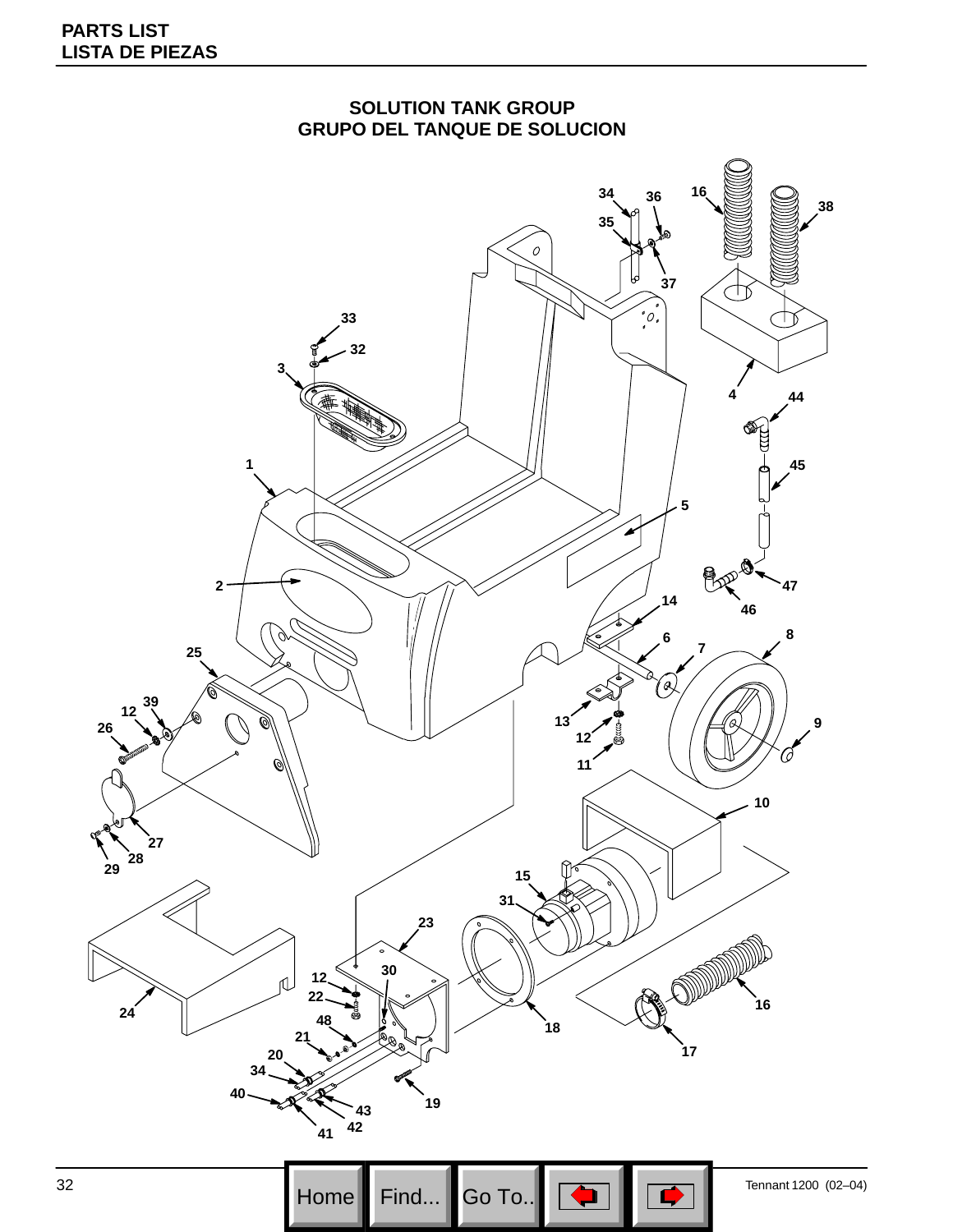# PARTS LIST
# LISTA DE PIEZAS

## SOLUTION TANK GROUP
## GRUPO DEL TANQUE DE SOLUCION

34 36 16 38 35 37 33 32 3 4 44 1 45 5 2 47 46 14 8 6 7 25 39 12 26 13 9 12 11 10 27 28 29 15 31 23 30 12 22 16 24 48 18 17 21 20 34 19 40 43 42 41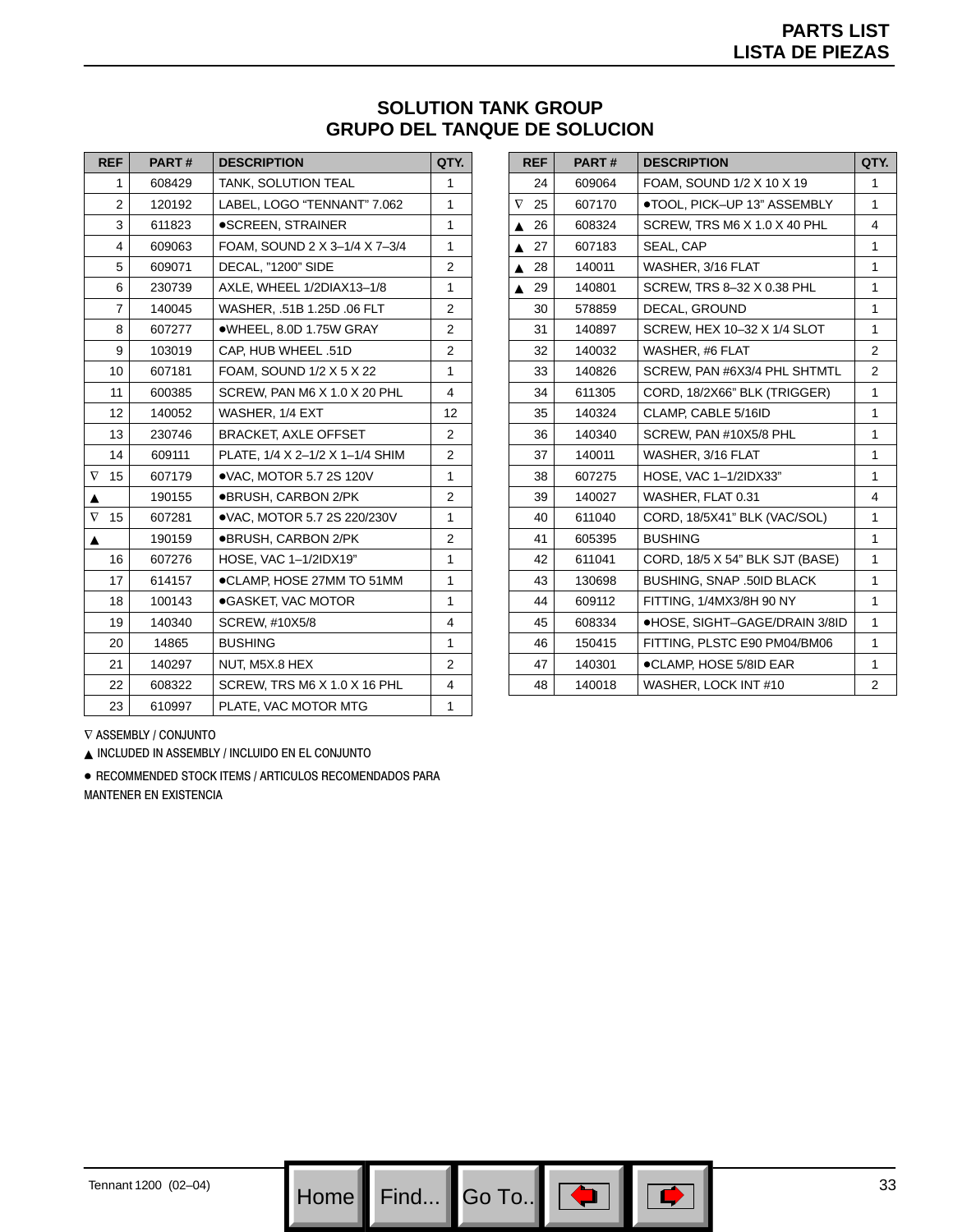# SOLUTION TANK GROUP
# GRUPO DEL TANQUE DE SOLUCION

| REF | PART # | DESCRIPTION | QTY. |
|---|---|---|---|
| 1 | 608429 | TANK, SOLUTION TEAL | 1 |
| 2 | 120192 | LABEL, LOGO "TENNANT" 7.062 | 1 |
| 3 | 611823 | ●SCREEN, STRAINER | 1 |
| 4 | 609063 | FOAM, SOUND 2 X 3–1/4 X 7–3/4 | 1 |
| 5 | 609071 | DECAL, "1200" SIDE | 2 |
| 6 | 230739 | AXLE, WHEEL 1/2DIAX13–1/8 | 1 |
| 7 | 140045 | WASHER, .51B 1.25D .06 FLT | 2 |
| 8 | 607277 | ●WHEEL, 8.0D 1.75W GRAY | 2 |
| 9 | 103019 | CAP, HUB WHEEL .51D | 2 |
| 10 | 607181 | FOAM, SOUND 1/2 X 5 X 22 | 1 |
| 11 | 600385 | SCREW, PAN M6 X 1.0 X 20 PHL | 4 |
| 12 | 140052 | WASHER, 1/4 EXT | 12 |
| 13 | 230746 | BRACKET, AXLE OFFSET | 2 |
| 14 | 609111 | PLATE, 1/4 X 2–1/2 X 1–1/4 SHIM | 2 |
| ∇ 15 | 607179 | ●VAC, MOTOR 5.7 2S 120V | 1 |
| ▲ | 190155 | ●BRUSH, CARBON 2/PK | 2 |
| ∇ 15 | 607281 | ●VAC, MOTOR 5.7 2S 220/230V | 1 |
| ▲ | 190159 | ●BRUSH, CARBON 2/PK | 2 |
| 16 | 607276 | HOSE, VAC 1–1/2IDX19" | 1 |
| 17 | 614157 | ●CLAMP, HOSE 27MM TO 51MM | 1 |
| 18 | 100143 | ●GASKET, VAC MOTOR | 1 |
| 19 | 140340 | SCREW, #10X5/8 | 4 |
| 20 | 14865 | BUSHING | 1 |
| 21 | 140297 | NUT, M5X.8 HEX | 2 |
| 22 | 608322 | SCREW, TRS M6 X 1.0 X 16 PHL | 4 |
| 23 | 610997 | PLATE, VAC MOTOR MTG | 1 |
| 24 | 609064 | FOAM, SOUND 1/2 X 10 X 19 | 1 |
| ∇ 25 | 607170 | ●TOOL, PICK–UP 13" ASSEMBLY | 1 |
| ▲ 26 | 608324 | SCREW, TRS M6 X 1.0 X 40 PHL | 4 |
| ▲ 27 | 607183 | SEAL, CAP | 1 |
| ▲ 28 | 140011 | WASHER, 3/16 FLAT | 1 |
| ▲ 29 | 140801 | SCREW, TRS 8–32 X 0.38 PHL | 1 |
| 30 | 578859 | DECAL, GROUND | 1 |
| 31 | 140897 | SCREW, HEX 10–32 X 1/4 SLOT | 1 |
| 32 | 140032 | WASHER, #6 FLAT | 2 |
| 33 | 140826 | SCREW, PAN #6X3/4 PHL SHTMTL | 2 |
| 34 | 611305 | CORD, 18/2X66" BLK (TRIGGER) | 1 |
| 35 | 140324 | CLAMP, CABLE 5/16ID | 1 |
| 36 | 140340 | SCREW, PAN #10X5/8 PHL | 1 |
| 37 | 140011 | WASHER, 3/16 FLAT | 1 |
| 38 | 607275 | HOSE, VAC 1–1/2IDX33" | 1 |
| 39 | 140027 | WASHER, FLAT 0.31 | 4 |
| 40 | 611040 | CORD, 18/5X41" BLK (VAC/SOL) | 1 |
| 41 | 605395 | BUSHING | 1 |
| 42 | 611041 | CORD, 18/5 X 54" BLK SJT (BASE) | 1 |
| 43 | 130698 | BUSHING, SNAP .50ID BLACK | 1 |
| 44 | 609112 | FITTING, 1/4MX3/8H 90 NY | 1 |
| 45 | 608334 | ●HOSE, SIGHT–GAGE/DRAIN 3/8ID | 1 |
| 46 | 150415 | FITTING, PLSTC E90 PM04/BM06 | 1 |
| 47 | 140301 | ●CLAMP, HOSE 5/8ID EAR | 1 |
| 48 | 140018 | WASHER, LOCK INT #10 | 2 |

∇ ASSEMBLY / CONJUNTO

▲ INCLUDED IN ASSEMBLY / INCLUIDO EN EL CONJUNTO

● RECOMMENDED STOCK ITEMS / ARTICULOS RECOMENDADOS PARA MANTENER EN EXISTENCIA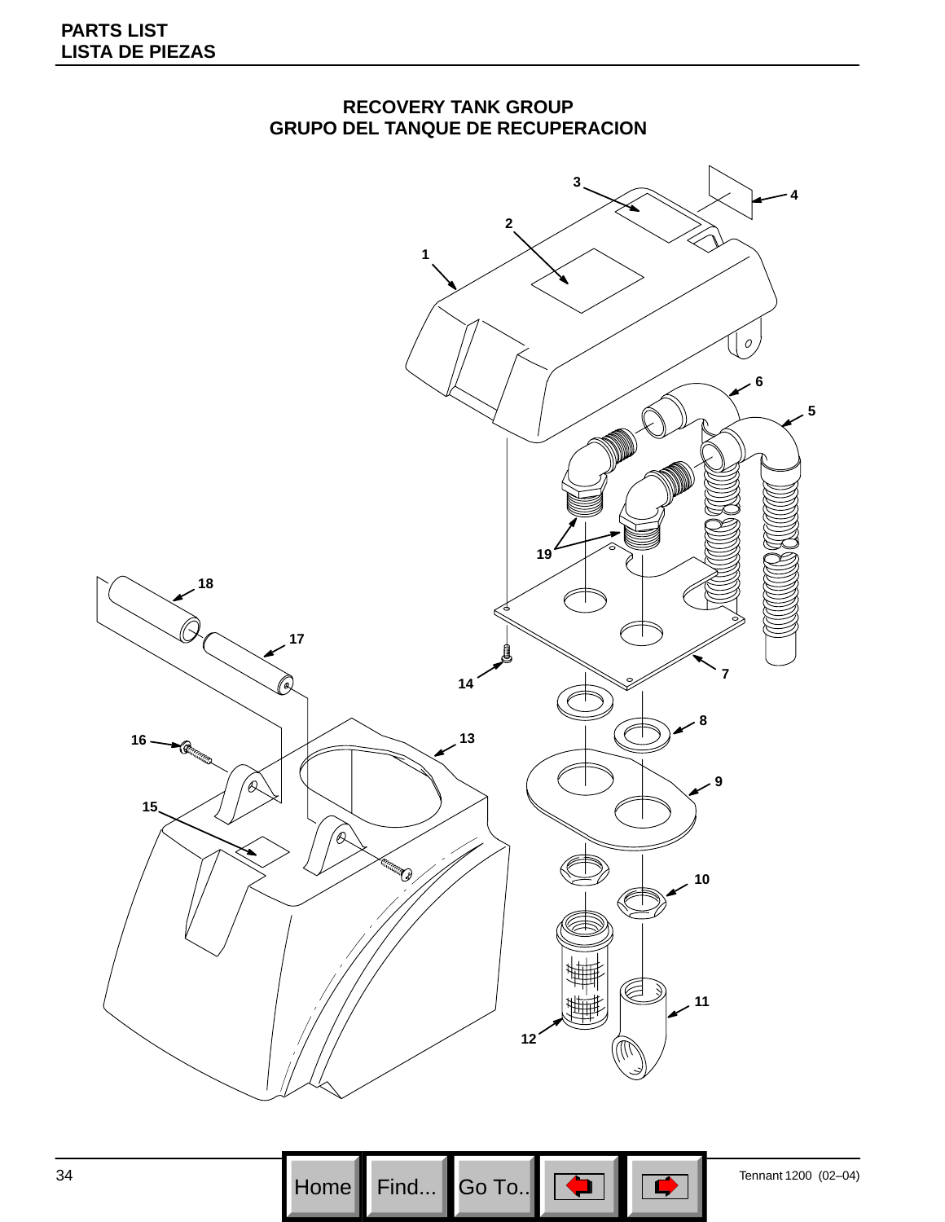## RECOVERY TANK GROUP
## GRUPO DEL TANQUE DE RECUPERACION

1
2
3
4
5
6
7
8
9
10
11
12
13
14
15
16
17
18
19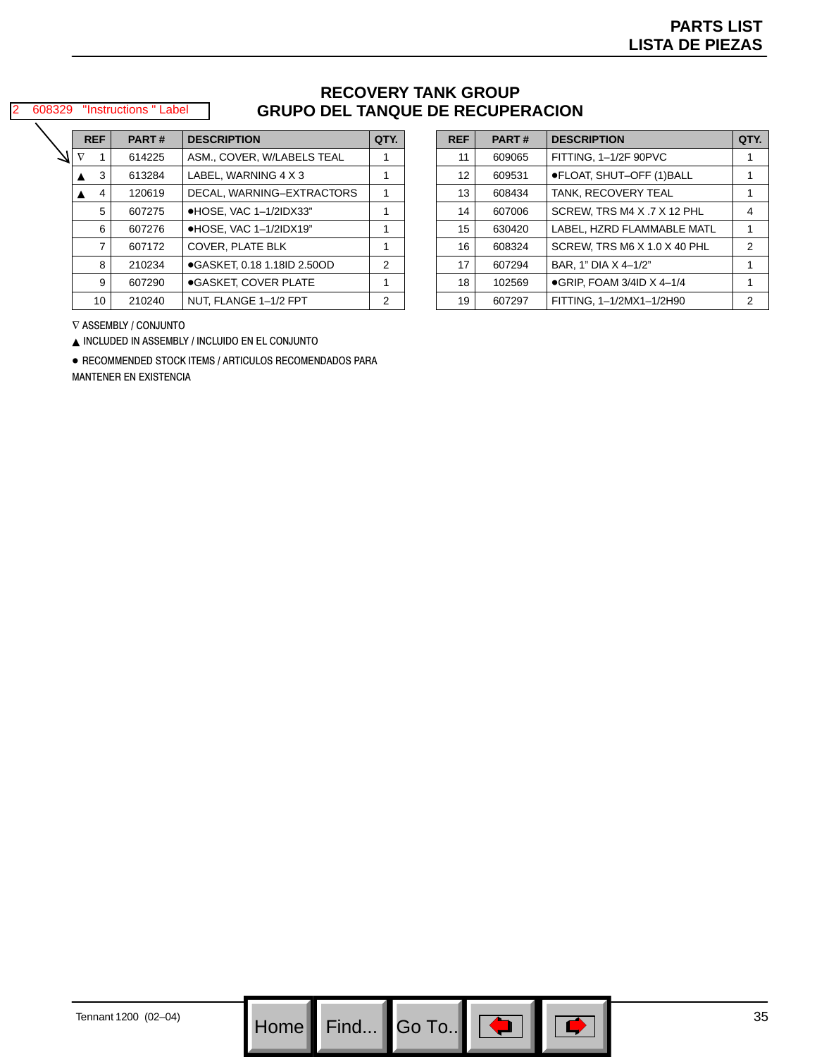# PARTS LIST
# LISTA DE PIEZAS

2 608329 "Instructions " Label

## RECOVERY TANK GROUP
## GRUPO DEL TANQUE DE RECUPERACION

| REF | PART # | DESCRIPTION | QTY. |
|---|---|---|---|
| ∇ 1 | 614225 | ASM., COVER, W/LABELS TEAL | 1 |
| ▲ 3 | 613284 | LABEL, WARNING 4 X 3 | 1 |
| ▲ 4 | 120619 | DECAL, WARNING–EXTRACTORS | 1 |
| 5 | 607275 | ●HOSE, VAC 1–1/2IDX33” | 1 |
| 6 | 607276 | ●HOSE, VAC 1–1/2IDX19” | 1 |
| 7 | 607172 | COVER, PLATE BLK | 1 |
| 8 | 210234 | ●GASKET, 0.18 1.18ID 2.50OD | 2 |
| 9 | 607290 | ●GASKET, COVER PLATE | 1 |
| 10 | 210240 | NUT, FLANGE 1–1/2 FPT | 2 |
| 11 | 609065 | FITTING, 1–1/2F 90PVC | 1 |
| 12 | 609531 | ●FLOAT, SHUT–OFF (1)BALL | 1 |
| 13 | 608434 | TANK, RECOVERY TEAL | 1 |
| 14 | 607006 | SCREW, TRS M4 X .7 X 12 PHL | 4 |
| 15 | 630420 | LABEL, HZRD FLAMMABLE MATL | 1 |
| 16 | 608324 | SCREW, TRS M6 X 1.0 X 40 PHL | 2 |
| 17 | 607294 | BAR, 1” DIA X 4–1/2” | 1 |
| 18 | 102569 | ●GRIP, FOAM 3/4ID X 4–1/4 | 1 |
| 19 | 607297 | FITTING, 1–1/2MX1–1/2H90 | 2 |

∇ ASSEMBLY / CONJUNTO

▲ INCLUDED IN ASSEMBLY / INCLUIDO EN EL CONJUNTO

● RECOMMENDED STOCK ITEMS / ARTICULOS RECOMENDADOS PARA MANTENER EN EXISTENCIA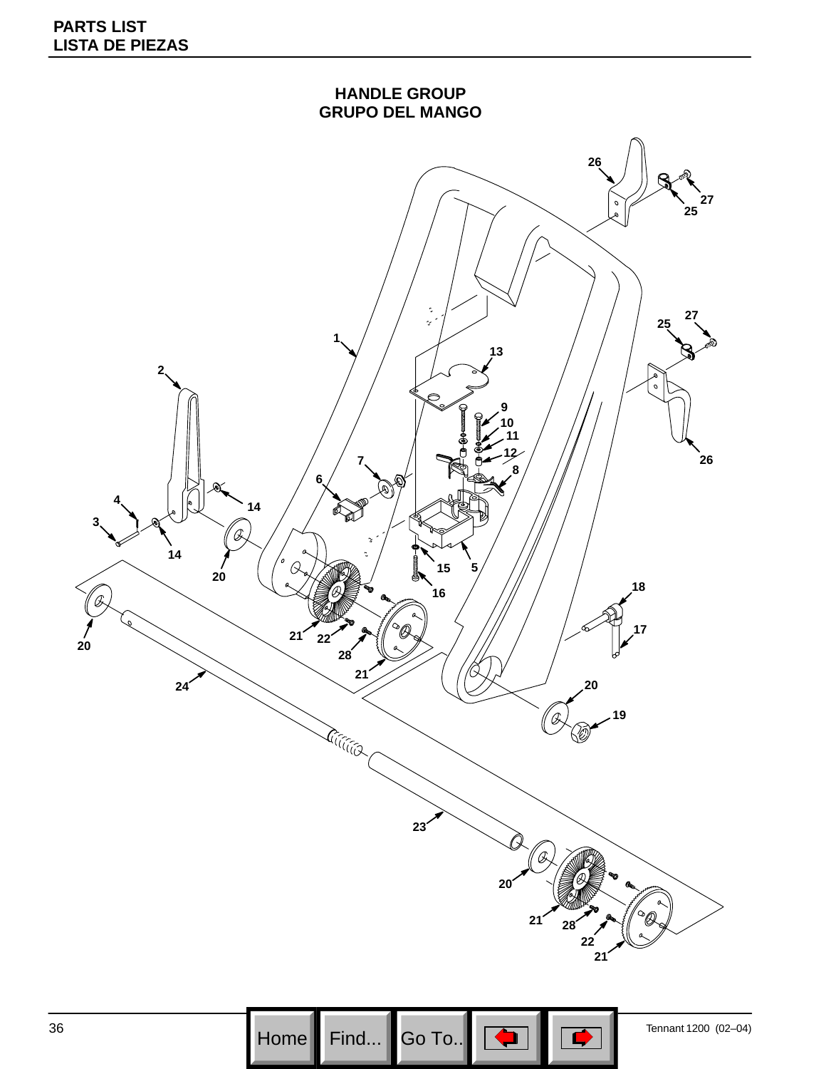## HANDLE GROUP
## GRUPO DEL MANGO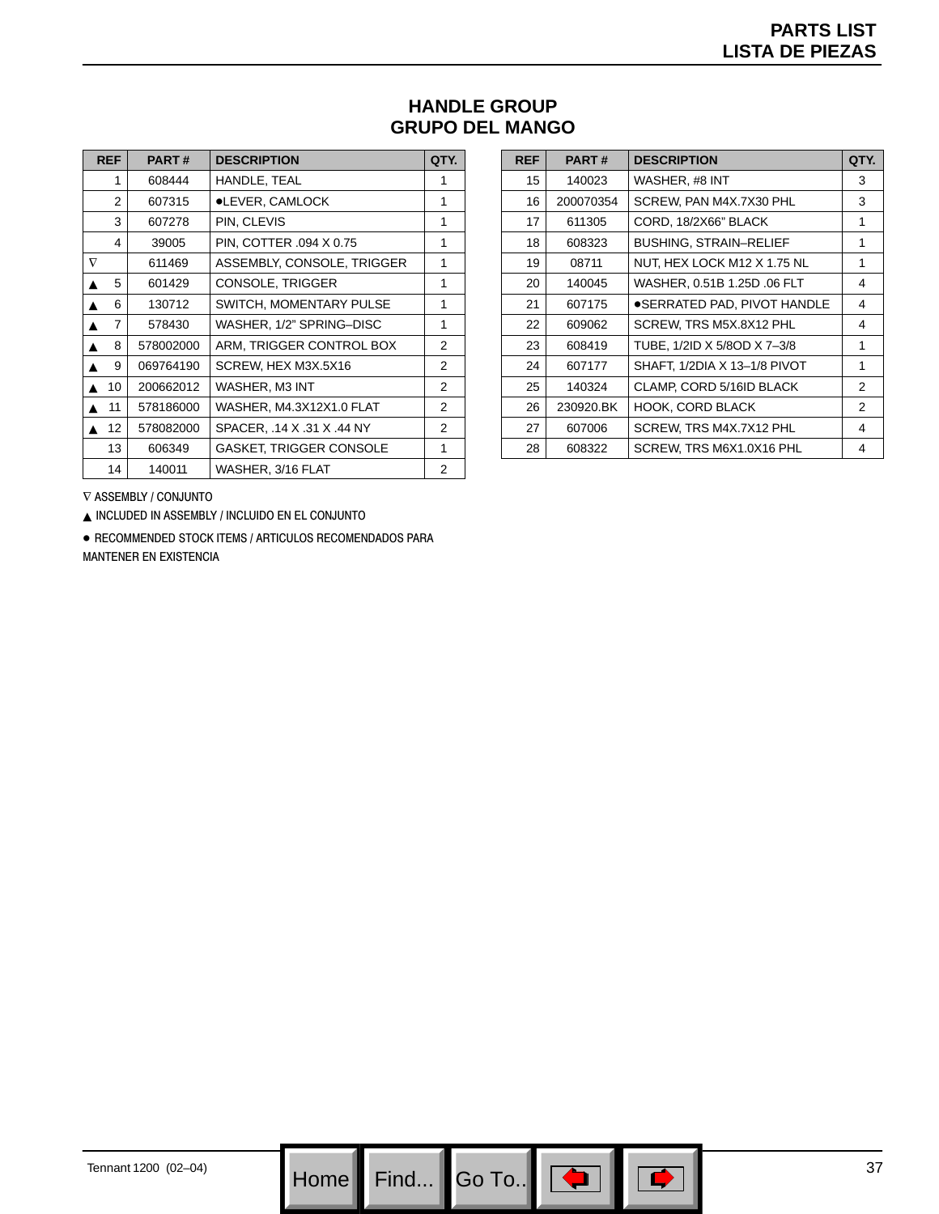# PARTS LIST
# LISTA DE PIEZAS

## HANDLE GROUP
## GRUPO DEL MANGO

| REF | PART # | DESCRIPTION | QTY. |
|---|---|---|---|
| 1 | 608444 | HANDLE, TEAL | 1 |
| 2 | 607315 | ●LEVER, CAMLOCK | 1 |
| 3 | 607278 | PIN, CLEVIS | 1 |
| 4 | 39005 | PIN, COTTER .094 X 0.75 | 1 |
| ∇ | 611469 | ASSEMBLY, CONSOLE, TRIGGER | 1 |
| ▲ 5 | 601429 | CONSOLE, TRIGGER | 1 |
| ▲ 6 | 130712 | SWITCH, MOMENTARY PULSE | 1 |
| ▲ 7 | 578430 | WASHER, 1/2" SPRING–DISC | 1 |
| ▲ 8 | 578002000 | ARM, TRIGGER CONTROL BOX | 2 |
| ▲ 9 | 069764190 | SCREW, HEX M3X.5X16 | 2 |
| ▲ 10 | 200662012 | WASHER, M3 INT | 2 |
| ▲ 11 | 578186000 | WASHER, M4.3X12X1.0 FLAT | 2 |
| ▲ 12 | 578082000 | SPACER, .14 X .31 X .44 NY | 2 |
| 13 | 606349 | GASKET, TRIGGER CONSOLE | 1 |
| 14 | 140011 | WASHER, 3/16 FLAT | 2 |
| 15 | 140023 | WASHER, #8 INT | 3 |
| 16 | 200070354 | SCREW, PAN M4X.7X30 PHL | 3 |
| 17 | 611305 | CORD, 18/2X66" BLACK | 1 |
| 18 | 608323 | BUSHING, STRAIN–RELIEF | 1 |
| 19 | 08711 | NUT, HEX LOCK M12 X 1.75 NL | 1 |
| 20 | 140045 | WASHER, 0.51B 1.25D .06 FLT | 4 |
| 21 | 607175 | ●SERRATED PAD, PIVOT HANDLE | 4 |
| 22 | 609062 | SCREW, TRS M5X.8X12 PHL | 4 |
| 23 | 608419 | TUBE, 1/2ID X 5/8OD X 7–3/8 | 1 |
| 24 | 607177 | SHAFT, 1/2DIA X 13–1/8 PIVOT | 1 |
| 25 | 140324 | CLAMP, CORD 5/16ID BLACK | 2 |
| 26 | 230920.BK | HOOK, CORD BLACK | 2 |
| 27 | 607006 | SCREW, TRS M4X.7X12 PHL | 4 |
| 28 | 608322 | SCREW, TRS M6X1.0X16 PHL | 4 |

∇ ASSEMBLY / CONJUNTO

▲ INCLUDED IN ASSEMBLY / INCLUIDO EN EL CONJUNTO

● RECOMMENDED STOCK ITEMS / ARTICULOS RECOMENDADOS PARA MANTENER EN EXISTENCIA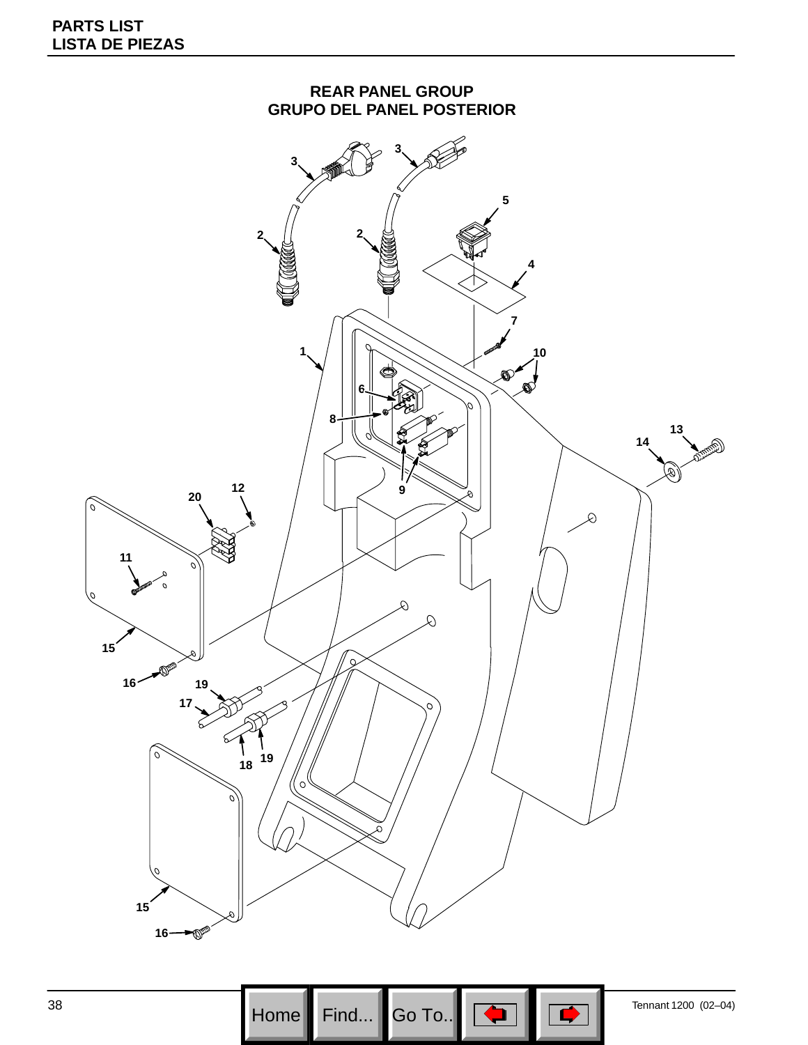# REAR PANEL GROUP
# GRUPO DEL PANEL POSTERIOR

3 3 5 2 2 4 7 1 10 6 8 13 14 9 12 20 11 15 16 19 17 18 19 15 16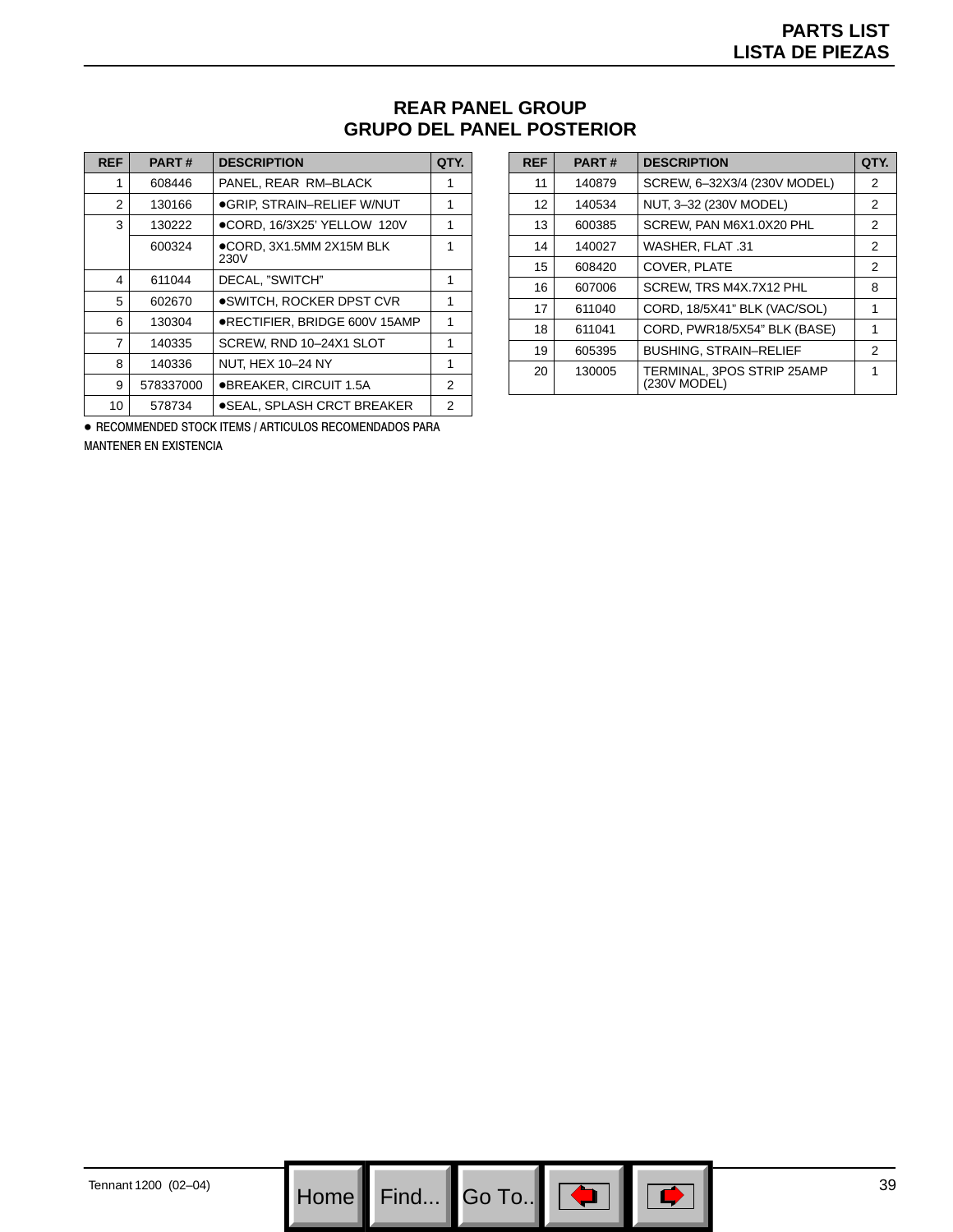# PARTS LIST
# LISTA DE PIEZAS

## REAR PANEL GROUP
## GRUPO DEL PANEL POSTERIOR

| REF | PART # | DESCRIPTION | QTY. |
|---|---|---|---|
| 1 | 608446 | PANEL, REAR RM–BLACK | 1 |
| 2 | 130166 | ●GRIP, STRAIN–RELIEF W/NUT | 1 |
| 3 | 130222 | ●CORD, 16/3X25' YELLOW 120V | 1 |
| | 600324 | ●CORD, 3X1.5MM 2X15M BLK 230V | 1 |
| 4 | 611044 | DECAL, "SWITCH" | 1 |
| 5 | 602670 | ●SWITCH, ROCKER DPST CVR | 1 |
| 6 | 130304 | ●RECTIFIER, BRIDGE 600V 15AMP | 1 |
| 7 | 140335 | SCREW, RND 10–24X1 SLOT | 1 |
| 8 | 140336 | NUT, HEX 10–24 NY | 1 |
| 9 | 578337000 | ●BREAKER, CIRCUIT 1.5A | 2 |
| 10 | 578734 | ●SEAL, SPLASH CRCT BREAKER | 2 |
| 11 | 140879 | SCREW, 6–32X3/4 (230V MODEL) | 2 |
| 12 | 140534 | NUT, 3–32 (230V MODEL) | 2 |
| 13 | 600385 | SCREW, PAN M6X1.0X20 PHL | 2 |
| 14 | 140027 | WASHER, FLAT .31 | 2 |
| 15 | 608420 | COVER, PLATE | 2 |
| 16 | 607006 | SCREW, TRS M4X.7X12 PHL | 8 |
| 17 | 611040 | CORD, 18/5X41" BLK (VAC/SOL) | 1 |
| 18 | 611041 | CORD, PWR18/5X54" BLK (BASE) | 1 |
| 19 | 605395 | BUSHING, STRAIN–RELIEF | 2 |
| 20 | 130005 | TERMINAL, 3POS STRIP 25AMP (230V MODEL) | 1 |

● RECOMMENDED STOCK ITEMS / ARTICULOS RECOMENDADOS PARA MANTENER EN EXISTENCIA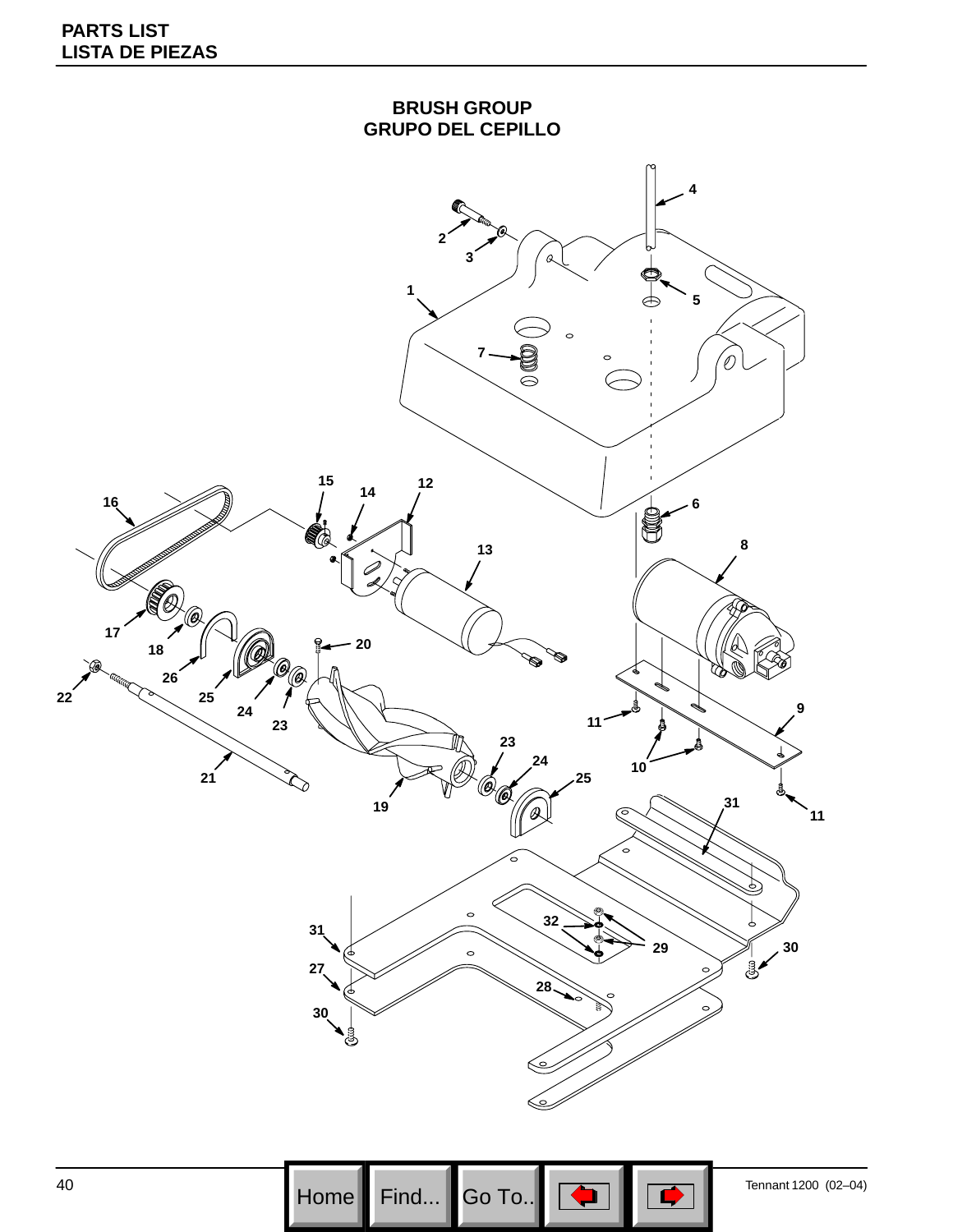## BRUSH GROUP
## GRUPO DEL CEPILLO

4
2
3
1
5
7
15
14
12
16
6
13
8
17
18
20
26
22
25
24
23
9
11
10
21
23
24
25
19
31
11
32
29
30
31
27
28
30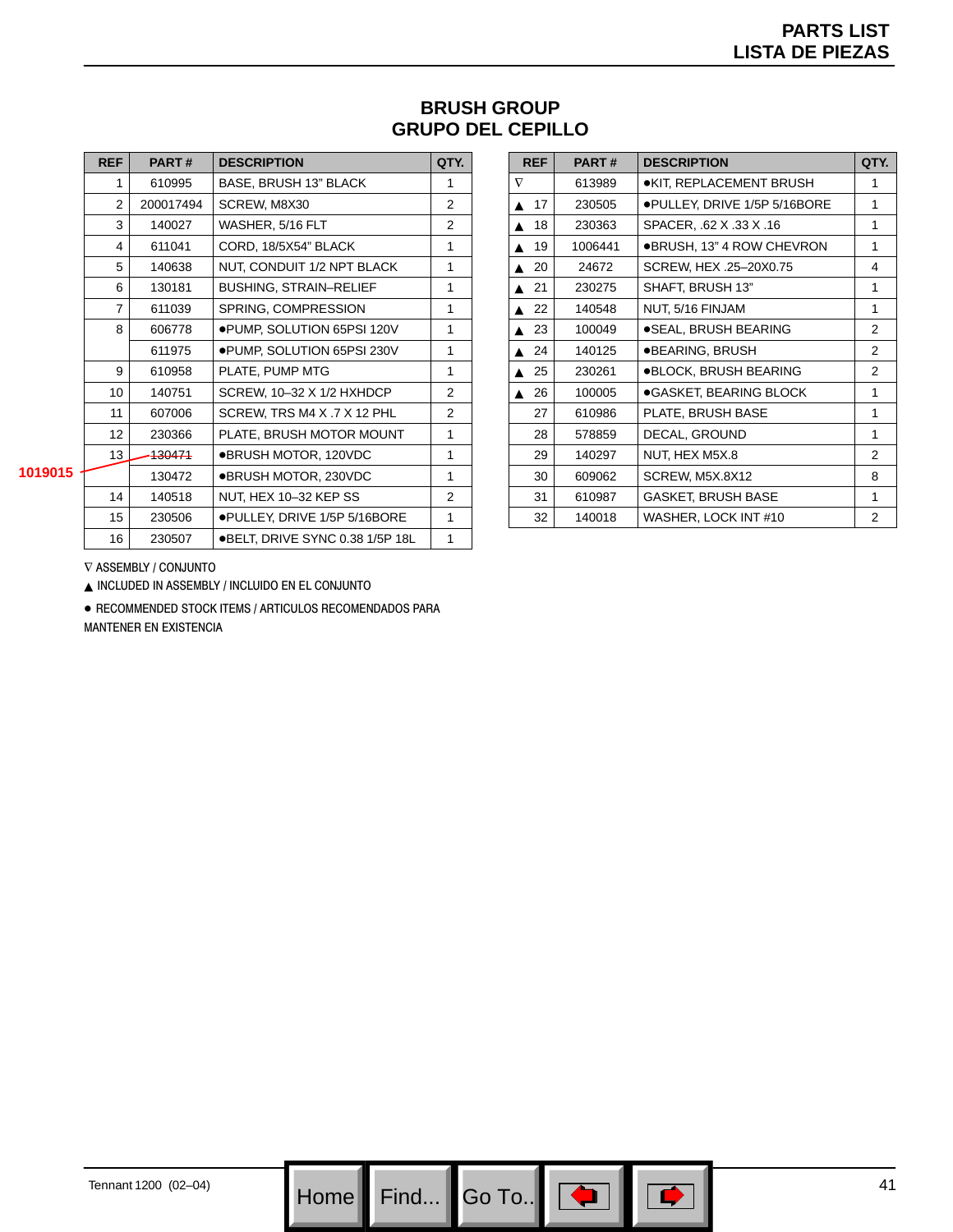# PARTS LIST
# LISTA DE PIEZAS

## BRUSH GROUP
## GRUPO DEL CEPILLO

| REF | PART # | DESCRIPTION | QTY. |
|---|---|---|---|
| 1 | 610995 | BASE, BRUSH 13" BLACK | 1 |
| 2 | 200017494 | SCREW, M8X30 | 2 |
| 3 | 140027 | WASHER, 5/16 FLT | 2 |
| 4 | 611041 | CORD, 18/5X54" BLACK | 1 |
| 5 | 140638 | NUT, CONDUIT 1/2 NPT BLACK | 1 |
| 6 | 130181 | BUSHING, STRAIN–RELIEF | 1 |
| 7 | 611039 | SPRING, COMPRESSION | 1 |
| 8 | 606778 | ●PUMP, SOLUTION 65PSI 120V | 1 |
| | 611975 | ●PUMP, SOLUTION 65PSI 230V | 1 |
| 9 | 610958 | PLATE, PUMP MTG | 1 |
| 10 | 140751 | SCREW, 10–32 X 1/2 HXHDCP | 2 |
| 11 | 607006 | SCREW, TRS M4 X .7 X 12 PHL | 2 |
| 12 | 230366 | PLATE, BRUSH MOTOR MOUNT | 1 |
| 13 | ~~130471~~ 1019015 | ●BRUSH MOTOR, 120VDC | 1 |
| | 130472 | ●BRUSH MOTOR, 230VDC | 1 |
| 14 | 140518 | NUT, HEX 10–32 KEP SS | 2 |
| 15 | 230506 | ●PULLEY, DRIVE 1/5P 5/16BORE | 1 |
| 16 | 230507 | ●BELT, DRIVE SYNC 0.38 1/5P 18L | 1 |
| ∇ | 613989 | ●KIT, REPLACEMENT BRUSH | 1 |
| ▲ 17 | 230505 | ●PULLEY, DRIVE 1/5P 5/16BORE | 1 |
| ▲ 18 | 230363 | SPACER, .62 X .33 X .16 | 1 |
| ▲ 19 | 1006441 | ●BRUSH, 13" 4 ROW CHEVRON | 1 |
| ▲ 20 | 24672 | SCREW, HEX .25–20X0.75 | 4 |
| ▲ 21 | 230275 | SHAFT, BRUSH 13" | 1 |
| ▲ 22 | 140548 | NUT, 5/16 FINJAM | 1 |
| ▲ 23 | 100049 | ●SEAL, BRUSH BEARING | 2 |
| ▲ 24 | 140125 | ●BEARING, BRUSH | 2 |
| ▲ 25 | 230261 | ●BLOCK, BRUSH BEARING | 2 |
| ▲ 26 | 100005 | ●GASKET, BEARING BLOCK | 1 |
| 27 | 610986 | PLATE, BRUSH BASE | 1 |
| 28 | 578859 | DECAL, GROUND | 1 |
| 29 | 140297 | NUT, HEX M5X.8 | 2 |
| 30 | 609062 | SCREW, M5X.8X12 | 8 |
| 31 | 610987 | GASKET, BRUSH BASE | 1 |
| 32 | 140018 | WASHER, LOCK INT #10 | 2 |

∇ ASSEMBLY / CONJUNTO

▲ INCLUDED IN ASSEMBLY / INCLUIDO EN EL CONJUNTO

● RECOMMENDED STOCK ITEMS / ARTICULOS RECOMENDADOS PARA MANTENER EN EXISTENCIA

Tennant 1200 (02–04)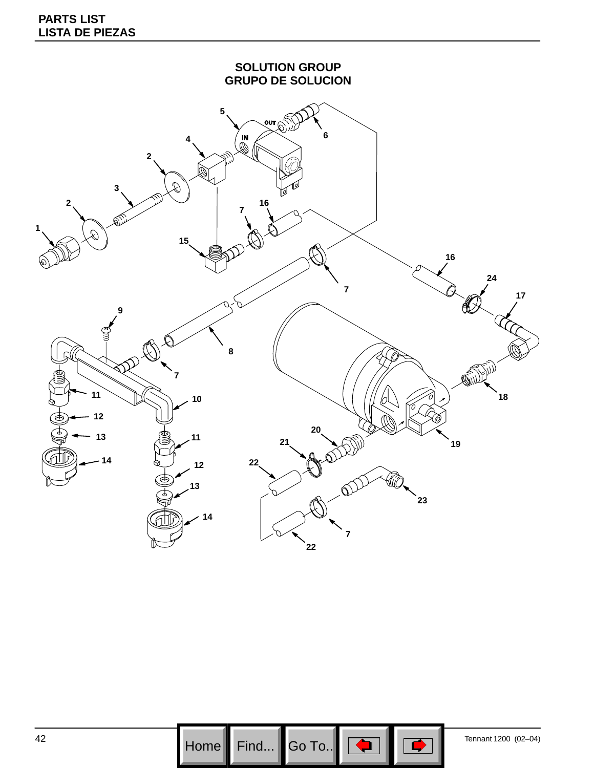# PARTS LIST
# LISTA DE PIEZAS

## SOLUTION GROUP
## GRUPO DE SOLUCION

OUT

IN

1 2 3 2 4 5 6 7 16 15 16 7 24 17 9 8 7 11 10 18 12 13 14 11 12 13 14 20 21 22 19 23 7 22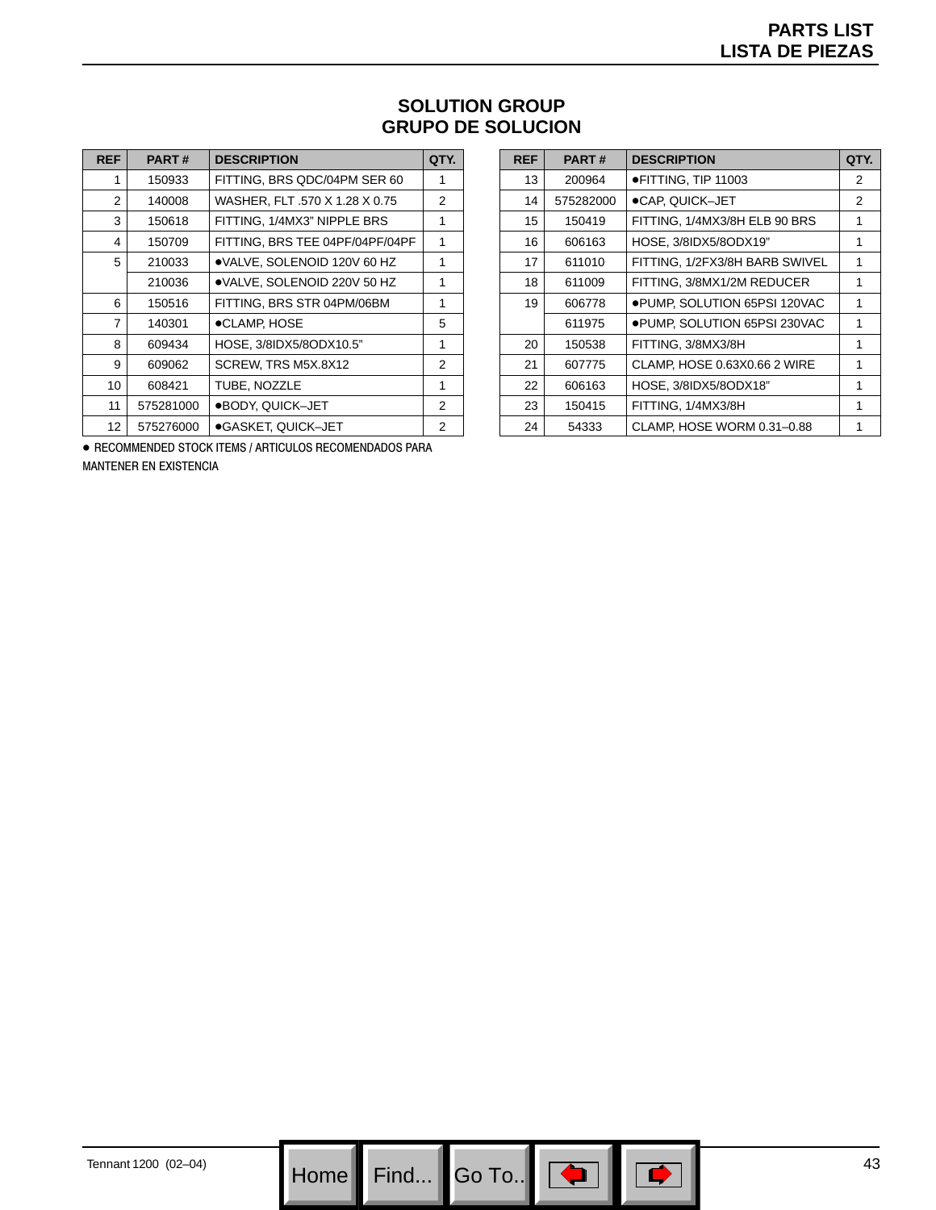# SOLUTION GROUP
# GRUPO DE SOLUCION

| REF | PART # | DESCRIPTION | QTY. |
|---|---|---|---|
| 1 | 150933 | FITTING, BRS QDC/04PM SER 60 | 1 |
| 2 | 140008 | WASHER, FLT .570 X 1.28 X 0.75 | 2 |
| 3 | 150618 | FITTING, 1/4MX3" NIPPLE BRS | 1 |
| 4 | 150709 | FITTING, BRS TEE 04PF/04PF/04PF | 1 |
| 5 | 210033 | ●VALVE, SOLENOID 120V 60 HZ | 1 |
| | 210036 | ●VALVE, SOLENOID 220V 50 HZ | 1 |
| 6 | 150516 | FITTING, BRS STR 04PM/06BM | 1 |
| 7 | 140301 | ●CLAMP, HOSE | 5 |
| 8 | 609434 | HOSE, 3/8IDX5/8ODX10.5" | 1 |
| 9 | 609062 | SCREW, TRS M5X.8X12 | 2 |
| 10 | 608421 | TUBE, NOZZLE | 1 |
| 11 | 575281000 | ●BODY, QUICK–JET | 2 |
| 12 | 575276000 | ●GASKET, QUICK–JET | 2 |
| 13 | 200964 | ●FITTING, TIP 11003 | 2 |
| 14 | 575282000 | ●CAP, QUICK–JET | 2 |
| 15 | 150419 | FITTING, 1/4MX3/8H ELB 90 BRS | 1 |
| 16 | 606163 | HOSE, 3/8IDX5/8ODX19" | 1 |
| 17 | 611010 | FITTING, 1/2FX3/8H BARB SWIVEL | 1 |
| 18 | 611009 | FITTING, 3/8MX1/2M REDUCER | 1 |
| 19 | 606778 | ●PUMP, SOLUTION 65PSI 120VAC | 1 |
| | 611975 | ●PUMP, SOLUTION 65PSI 230VAC | 1 |
| 20 | 150538 | FITTING, 3/8MX3/8H | 1 |
| 21 | 607775 | CLAMP, HOSE 0.63X0.66 2 WIRE | 1 |
| 22 | 606163 | HOSE, 3/8IDX5/8ODX18" | 1 |
| 23 | 150415 | FITTING, 1/4MX3/8H | 1 |
| 24 | 54333 | CLAMP, HOSE WORM 0.31–0.88 | 1 |

● RECOMMENDED STOCK ITEMS / ARTICULOS RECOMENDADOS PARA MANTENER EN EXISTENCIA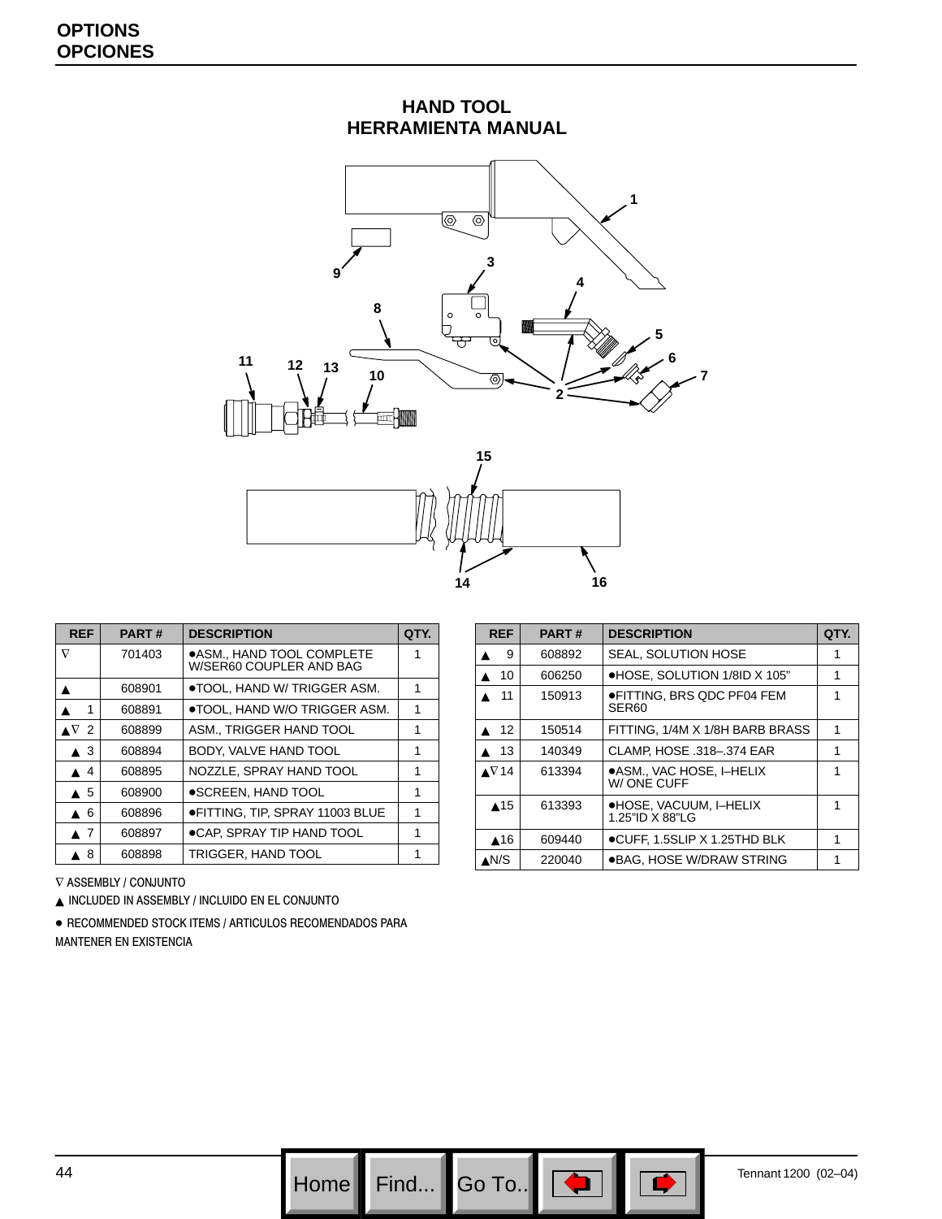## OPTIONS
## OPCIONES

### HAND TOOL
### HERRAMIENTA MANUAL

1
9
3
4
8
5
6
11
12
13
10
7
2
15
14
16

| REF | PART # | DESCRIPTION | QTY. |
|---|---|---|---|
| ∇ | 701403 | ●ASM., HAND TOOL COMPLETE W/SER60 COUPLER AND BAG | 1 |
| ▲ | 608901 | ●TOOL, HAND W/ TRIGGER ASM. | 1 |
| ▲ 1 | 608891 | ●TOOL, HAND W/O TRIGGER ASM. | 1 |
| ▲∇ 2 | 608899 | ASM., TRIGGER HAND TOOL | 1 |
| ▲ 3 | 608894 | BODY, VALVE HAND TOOL | 1 |
| ▲ 4 | 608895 | NOZZLE, SPRAY HAND TOOL | 1 |
| ▲ 5 | 608900 | ●SCREEN, HAND TOOL | 1 |
| ▲ 6 | 608896 | ●FITTING, TIP, SPRAY 11003 BLUE | 1 |
| ▲ 7 | 608897 | ●CAP, SPRAY TIP HAND TOOL | 1 |
| ▲ 8 | 608898 | TRIGGER, HAND TOOL | 1 |

| REF | PART # | DESCRIPTION | QTY. |
|---|---|---|---|
| ▲ 9 | 608892 | SEAL, SOLUTION HOSE | 1 |
| ▲ 10 | 606250 | ●HOSE, SOLUTION 1/8ID X 105" | 1 |
| ▲ 11 | 150913 | ●FITTING, BRS QDC PF04 FEM SER60 | 1 |
| ▲ 12 | 150514 | FITTING, 1/4M X 1/8H BARB BRASS | 1 |
| ▲ 13 | 140349 | CLAMP, HOSE .318–.374 EAR | 1 |
| ▲∇ 14 | 613394 | ●ASM., VAC HOSE, I–HELIX W/ ONE CUFF | 1 |
| ▲15 | 613393 | ●HOSE, VACUUM, I–HELIX 1.25"ID X 88"LG | 1 |
| ▲16 | 609440 | ●CUFF, 1.5SLIP X 1.25THD BLK | 1 |
| ▲N/S | 220040 | ●BAG, HOSE W/DRAW STRING | 1 |

∇ ASSEMBLY / CONJUNTO

▲ INCLUDED IN ASSEMBLY / INCLUIDO EN EL CONJUNTO

● RECOMMENDED STOCK ITEMS / ARTICULOS RECOMENDADOS PARA MANTENER EN EXISTENCIA